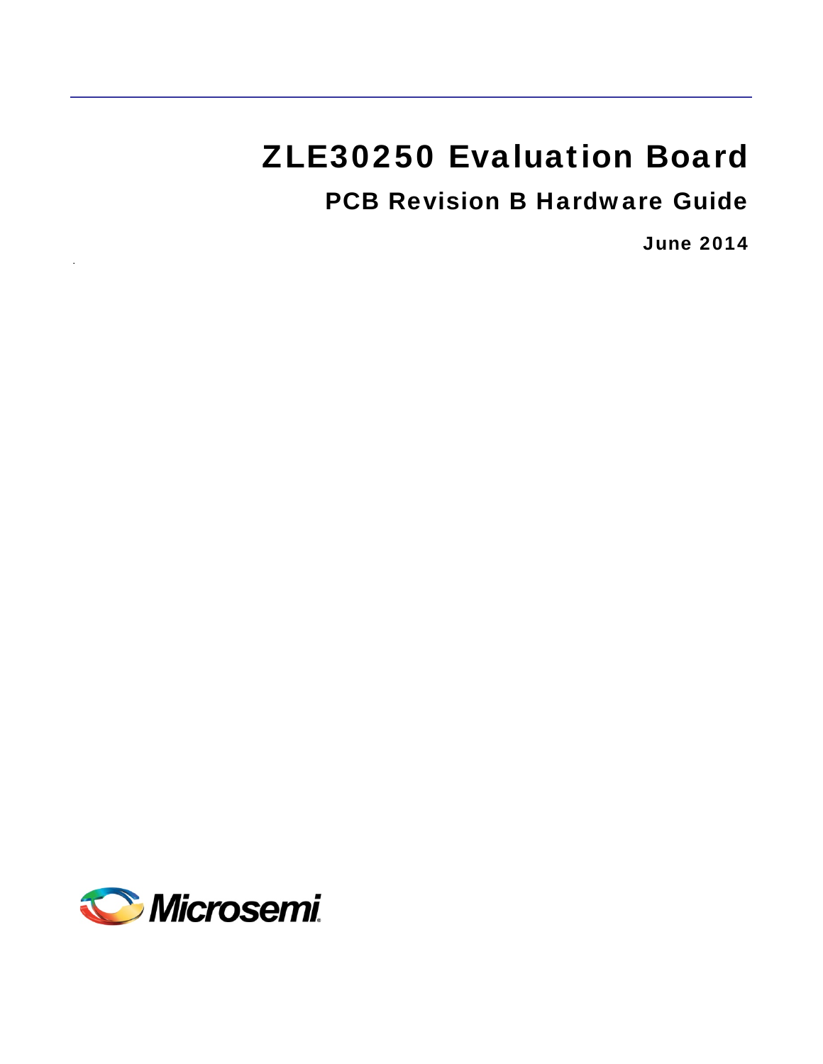# ZLE30250 Evaluation Board

## PCB Revision B Hardware Guide

**June 2014**

Microsemi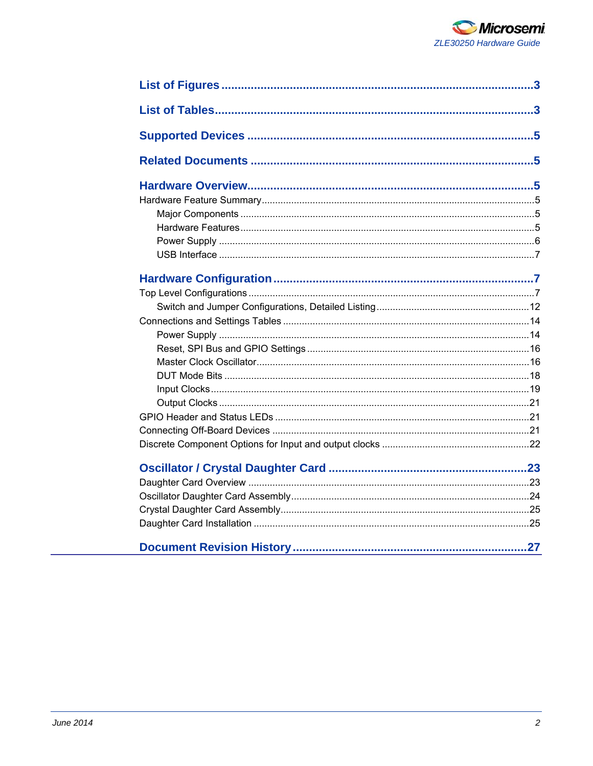**List of Figures** ........................................................................................ 3

**List of Tables** .......................................................................................... 3

**Supported Devices** ................................................................................. 5

**Related Documents** ................................................................................ 5

**Hardware Overview** ................................................................................ 5

Hardware Feature Summary ........................................................................... 5

- Major Components ..................................................................................... 5
- Hardware Features ..................................................................................... 5
- Power Supply .............................................................................................. 6
- USB Interface .............................................................................................. 7

**Hardware Configuration** .......................................................................... 7

Top Level Configurations ................................................................................ 7

- Switch and Jumper Configurations, Detailed Listing .................................. 12

Connections and Settings Tables .................................................................. 14

- Power Supply ............................................................................................ 14
- Reset, SPI Bus and GPIO Settings ............................................................ 16
- Master Clock Oscillator ............................................................................. 16
- DUT Mode Bits .......................................................................................... 18
- Input Clocks ............................................................................................... 19
- Output Clocks ............................................................................................ 21

GPIO Header and Status LEDs ..................................................................... 21

Connecting Off-Board Devices ...................................................................... 21

Discrete Component Options for Input and output clocks ............................. 22

**Oscillator / Crystal Daughter Card** ......................................................... 23

Daughter Card Overview ............................................................................... 23

Oscillator Daughter Card Assembly ............................................................... 24

Crystal Daughter Card Assembly ................................................................... 25

Daughter Card Installation ............................................................................. 25

**Document Revision History** .................................................................... 27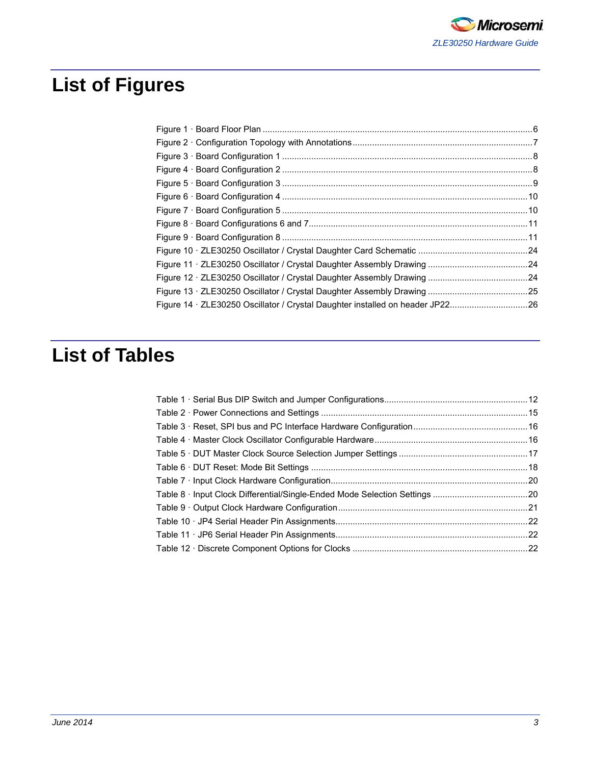# List of Figures

Figure 1 · Board Floor Plan ............................................................................................................6
Figure 2 · Configuration Topology with Annotations........................................................................7
Figure 3 · Board Configuration 1 ....................................................................................................8
Figure 4 · Board Configuration 2 ....................................................................................................8
Figure 5 · Board Configuration 3 ....................................................................................................9
Figure 6 · Board Configuration 4 ..................................................................................................10
Figure 7 · Board Configuration 5 ..................................................................................................10
Figure 8 · Board Configurations 6 and 7........................................................................................11
Figure 9 · Board Configuration 8 ..................................................................................................11
Figure 10 · ZLE30250 Oscillator / Crystal Daughter Card Schematic ............................................24
Figure 11 · ZLE30250 Oscillator / Crystal Daughter Assembly Drawing ........................................24
Figure 12 · ZLE30250 Oscillator / Crystal Daughter Assembly Drawing ........................................24
Figure 13 · ZLE30250 Oscillator / Crystal Daughter Assembly Drawing ........................................25
Figure 14 · ZLE30250 Oscillator / Crystal Daughter installed on header JP22................................26

# List of Tables

Table 1 · Serial Bus DIP Switch and Jumper Configurations..........................................................12
Table 2 · Power Connections and Settings ....................................................................................15
Table 3 · Reset, SPI bus and PC Interface Hardware Configuration..............................................16
Table 4 · Master Clock Oscillator Configurable Hardware..............................................................16
Table 5 · DUT Master Clock Source Selection Jumper Settings ....................................................17
Table 6 · DUT Reset: Mode Bit Settings ........................................................................................18
Table 7 · Input Clock Hardware Configuration................................................................................20
Table 8 · Input Clock Differential/Single-Ended Mode Selection Settings ......................................20
Table 9 · Output Clock Hardware Configuration.............................................................................21
Table 10 · JP4 Serial Header Pin Assignments..............................................................................22
Table 11 · JP6 Serial Header Pin Assignments..............................................................................22
Table 12 · Discrete Component Options for Clocks .......................................................................22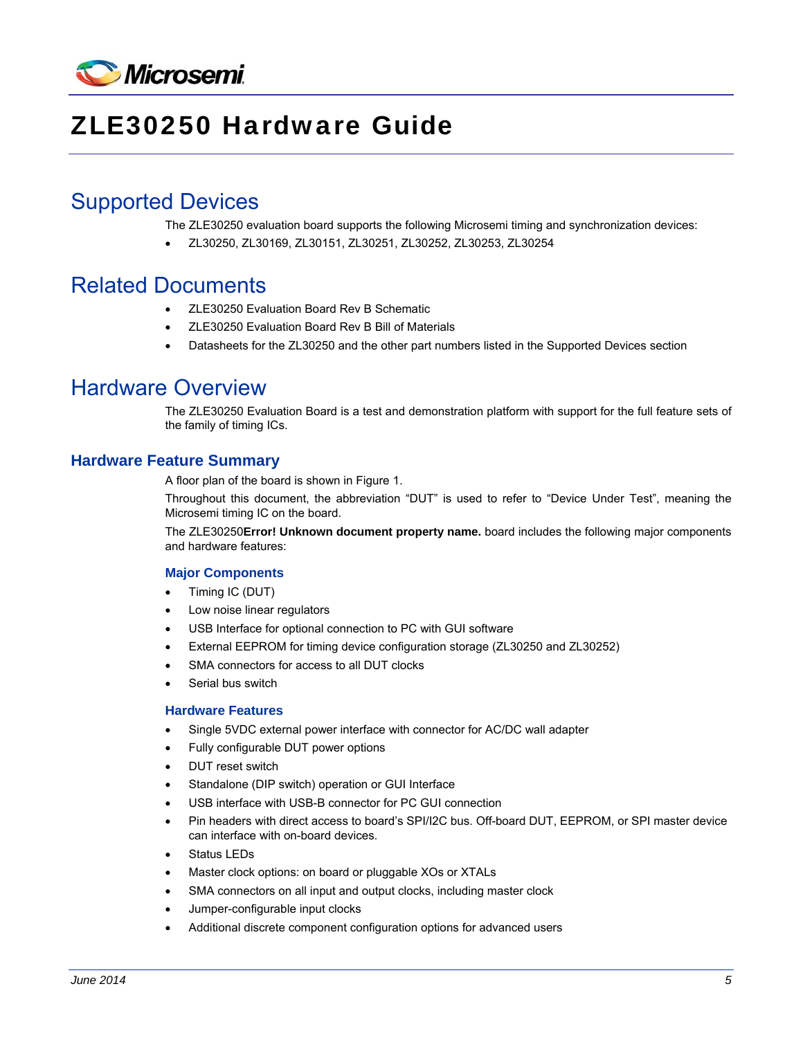# ZLE30250 Hardware Guide

## Supported Devices

The ZLE30250 evaluation board supports the following Microsemi timing and synchronization devices:

- ZL30250, ZL30169, ZL30151, ZL30251, ZL30252, ZL30253, ZL30254

## Related Documents

- ZLE30250 Evaluation Board Rev B Schematic
- ZLE30250 Evaluation Board Rev B Bill of Materials
- Datasheets for the ZL30250 and the other part numbers listed in the Supported Devices section

## Hardware Overview

The ZLE30250 Evaluation Board is a test and demonstration platform with support for the full feature sets of the family of timing ICs.

### Hardware Feature Summary

A floor plan of the board is shown in Figure 1.

Throughout this document, the abbreviation "DUT" is used to refer to "Device Under Test", meaning the Microsemi timing IC on the board.

The ZLE30250**Error! Unknown document property name.** board includes the following major components and hardware features:

#### Major Components

- Timing IC (DUT)
- Low noise linear regulators
- USB Interface for optional connection to PC with GUI software
- External EEPROM for timing device configuration storage (ZL30250 and ZL30252)
- SMA connectors for access to all DUT clocks
- Serial bus switch

#### Hardware Features

- Single 5VDC external power interface with connector for AC/DC wall adapter
- Fully configurable DUT power options
- DUT reset switch
- Standalone (DIP switch) operation or GUI Interface
- USB interface with USB-B connector for PC GUI connection
- Pin headers with direct access to board's SPI/I2C bus. Off-board DUT, EEPROM, or SPI master device can interface with on-board devices.
- Status LEDs
- Master clock options: on board or pluggable XOs or XTALs
- SMA connectors on all input and output clocks, including master clock
- Jumper-configurable input clocks
- Additional discrete component configuration options for advanced users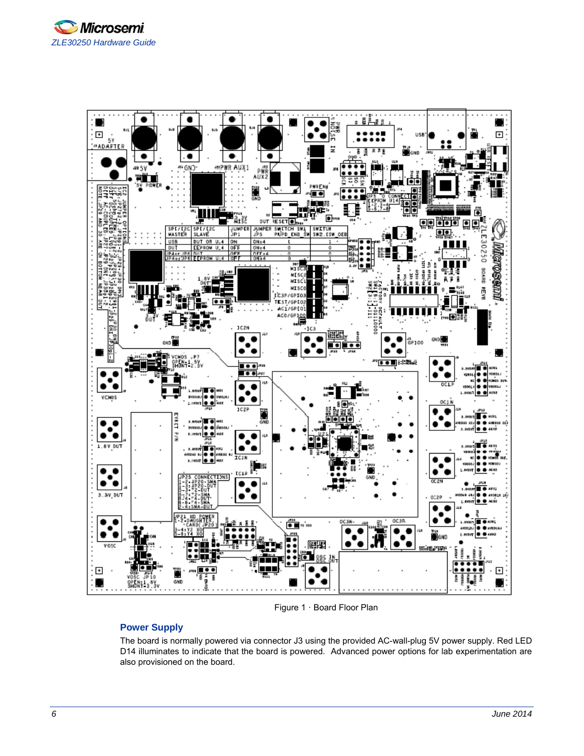Figure 1 · Board Floor Plan

## Power Supply

The board is normally powered via connector J3 using the provided AC-wall-plug 5V power supply. Red LED D14 illuminates to indicate that the board is powered. Advanced power options for lab experimentation are also provisioned on the board.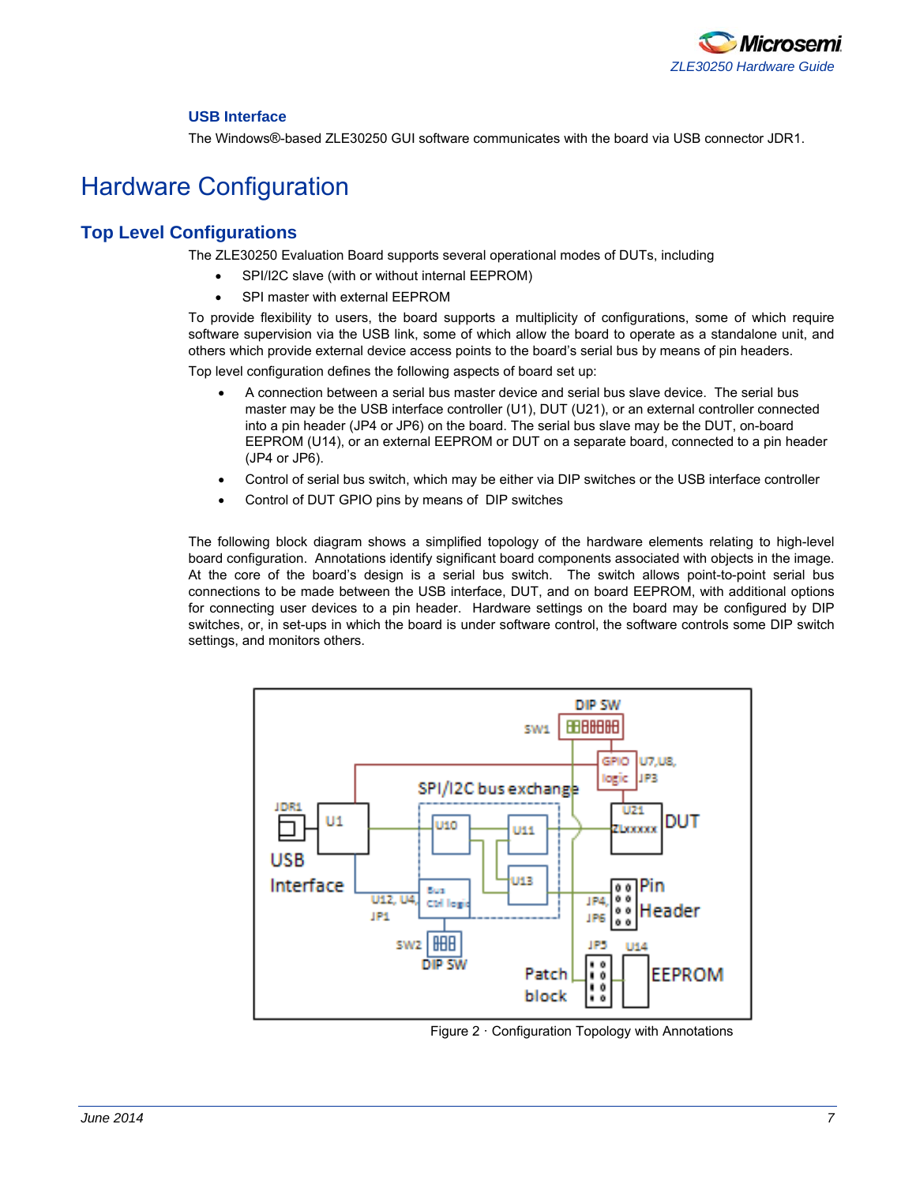### USB Interface

The Windows®-based ZLE30250 GUI software communicates with the board via USB connector JDR1.

# Hardware Configuration

## Top Level Configurations

The ZLE30250 Evaluation Board supports several operational modes of DUTs, including

- SPI/I2C slave (with or without internal EEPROM)
- SPI master with external EEPROM

To provide flexibility to users, the board supports a multiplicity of configurations, some of which require software supervision via the USB link, some of which allow the board to operate as a standalone unit, and others which provide external device access points to the board's serial bus by means of pin headers.

Top level configuration defines the following aspects of board set up:

- A connection between a serial bus master device and serial bus slave device. The serial bus master may be the USB interface controller (U1), DUT (U21), or an external controller connected into a pin header (JP4 or JP6) on the board. The serial bus slave may be the DUT, on-board EEPROM (U14), or an external EEPROM or DUT on a separate board, connected to a pin header (JP4 or JP6).
- Control of serial bus switch, which may be either via DIP switches or the USB interface controller
- Control of DUT GPIO pins by means of DIP switches

The following block diagram shows a simplified topology of the hardware elements relating to high-level board configuration. Annotations identify significant board components associated with objects in the image. At the core of the board's design is a serial bus switch. The switch allows point-to-point serial bus connections to be made between the USB interface, DUT, and on board EEPROM, with additional options for connecting user devices to a pin header. Hardware settings on the board may be configured by DIP switches, or, in set-ups in which the board is under software control, the software controls some DIP switch settings, and monitors others.

Figure 2 · Configuration Topology with Annotations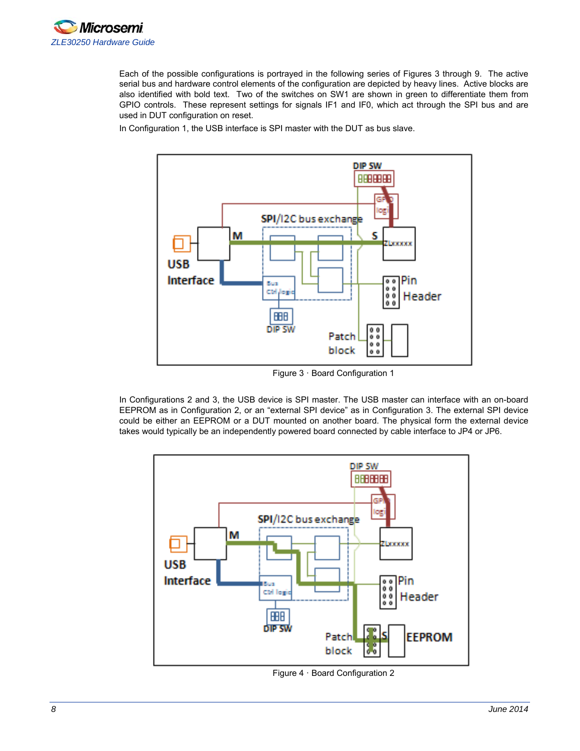Each of the possible configurations is portrayed in the following series of Figures 3 through 9. The active serial bus and hardware control elements of the configuration are depicted by heavy lines. Active blocks are also identified with bold text. Two of the switches on SW1 are shown in green to differentiate them from GPIO controls. These represent settings for signals IF1 and IF0, which act through the SPI bus and are used in DUT configuration on reset.

In Configuration 1, the USB interface is SPI master with the DUT as bus slave.

Figure 3 · Board Configuration 1

In Configurations 2 and 3, the USB device is SPI master. The USB master can interface with an on-board EEPROM as in Configuration 2, or an “external SPI device” as in Configuration 3. The external SPI device could be either an EEPROM or a DUT mounted on another board. The physical form the external device takes would typically be an independently powered board connected by cable interface to JP4 or JP6.

Figure 4 · Board Configuration 2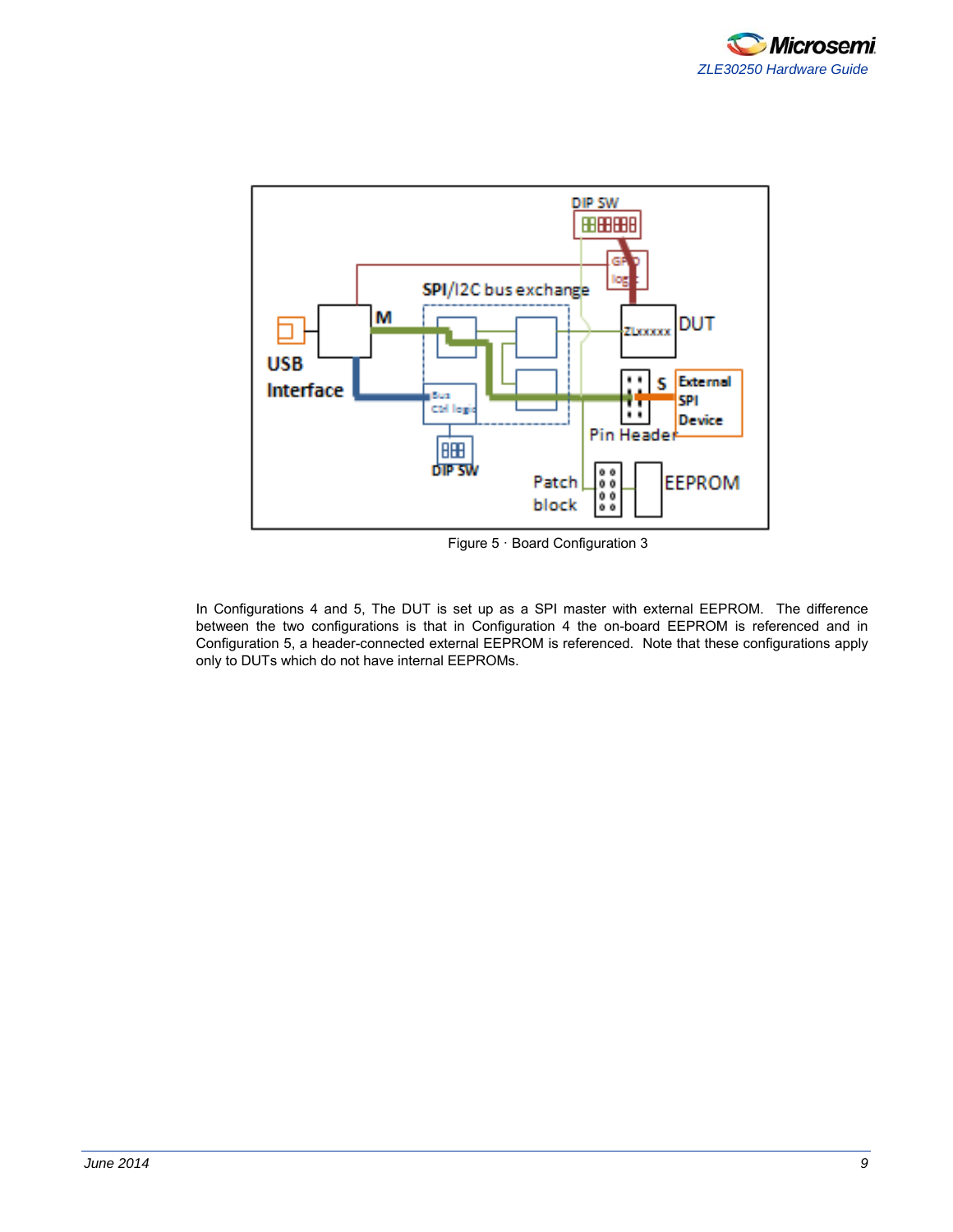Figure 5 · Board Configuration 3

In Configurations 4 and 5, The DUT is set up as a SPI master with external EEPROM. The difference between the two configurations is that in Configuration 4 the on-board EEPROM is referenced and in Configuration 5, a header-connected external EEPROM is referenced. Note that these configurations apply only to DUTs which do not have internal EEPROMs.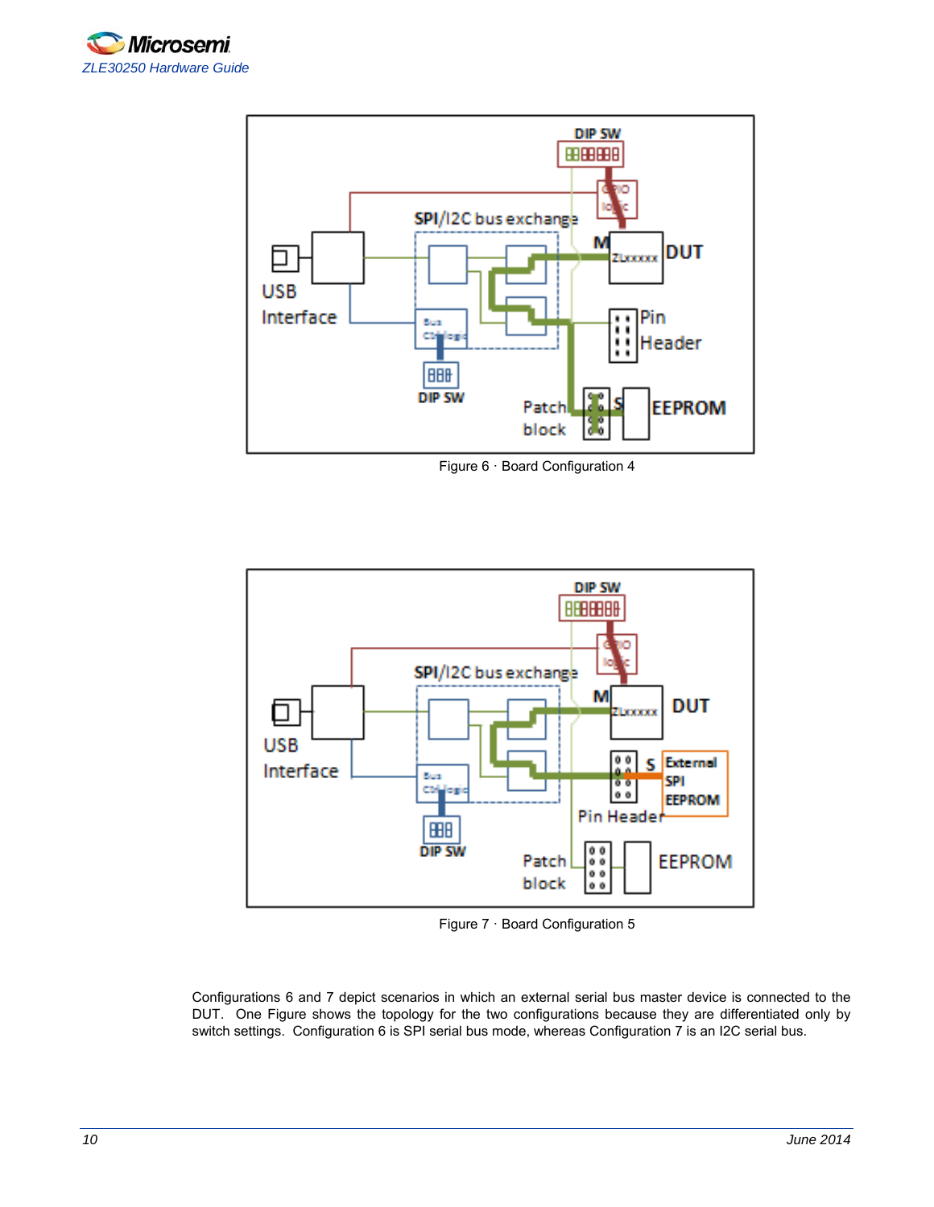Figure 6 · Board Configuration 4

Figure 7 · Board Configuration 5

Configurations 6 and 7 depict scenarios in which an external serial bus master device is connected to the DUT. One Figure shows the topology for the two configurations because they are differentiated only by switch settings. Configuration 6 is SPI serial bus mode, whereas Configuration 7 is an I2C serial bus.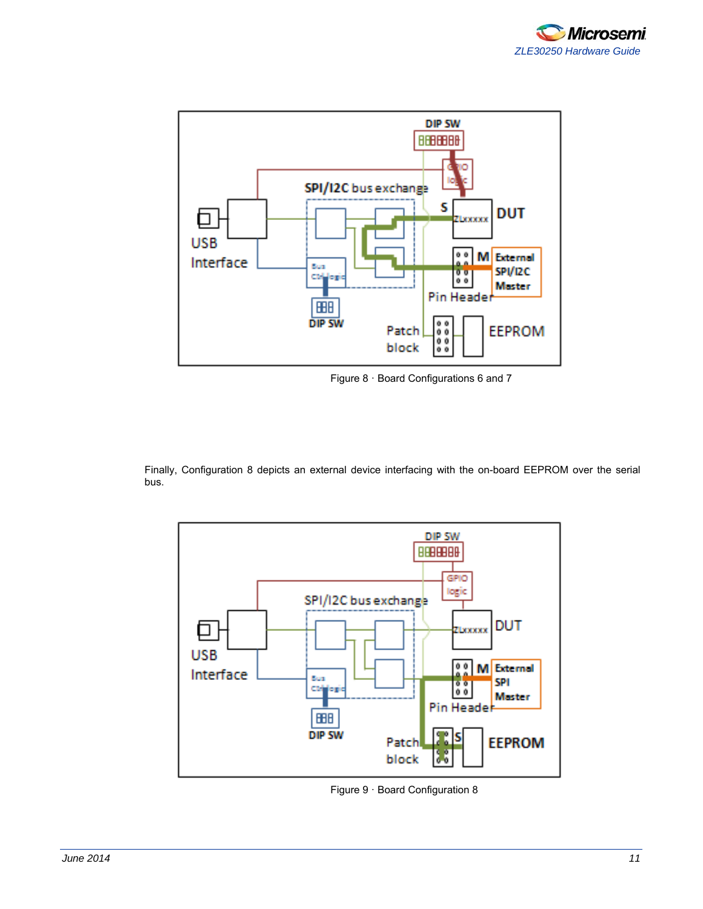Figure 8 · Board Configurations 6 and 7

Finally, Configuration 8 depicts an external device interfacing with the on-board EEPROM over the serial bus.

Figure 9 · Board Configuration 8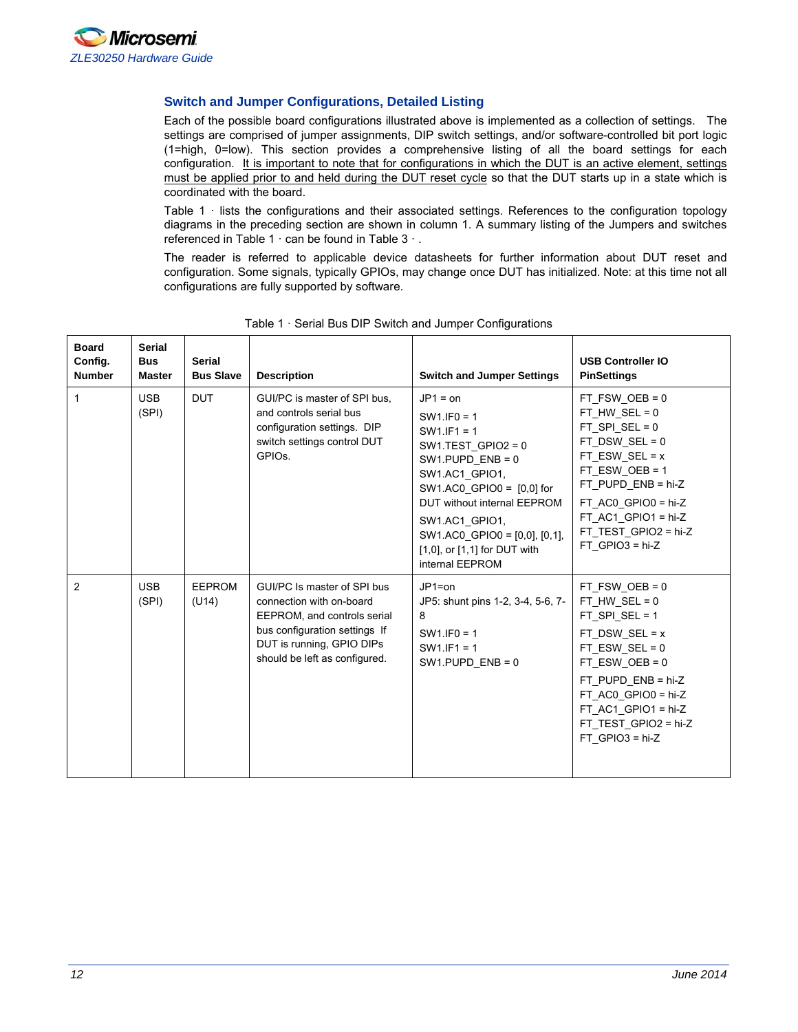## Switch and Jumper Configurations, Detailed Listing

Each of the possible board configurations illustrated above is implemented as a collection of settings. The settings are comprised of jumper assignments, DIP switch settings, and/or software-controlled bit port logic (1=high, 0=low). This section provides a comprehensive listing of all the board settings for each configuration. It is important to note that for configurations in which the DUT is an active element, settings must be applied prior to and held during the DUT reset cycle so that the DUT starts up in a state which is coordinated with the board.

Table 1 · lists the configurations and their associated settings. References to the configuration topology diagrams in the preceding section are shown in column 1. A summary listing of the Jumpers and switches referenced in Table 1 · can be found in Table 3 · .

The reader is referred to applicable device datasheets for further information about DUT reset and configuration. Some signals, typically GPIOs, may change once DUT has initialized. Note: at this time not all configurations are fully supported by software.

Table 1 · Serial Bus DIP Switch and Jumper Configurations

| Board Config. Number | Serial Bus Master | Serial Bus Slave | Description | Switch and Jumper Settings | USB Controller IO PinSettings |
|---|---|---|---|---|---|
| 1 | USB (SPI) | DUT | GUI/PC is master of SPI bus, and controls serial bus configuration settings. DIP switch settings control DUT GPIOs. | JP1 = on<br>SW1.IF0 = 1<br>SW1.IF1 = 1<br>SW1.TEST_GPIO2 = 0<br>SW1.PUPD_ENB = 0<br>SW1.AC1_GPIO1, SW1.AC0_GPIO0 = [0,0] for DUT without internal EEPROM<br>SW1.AC1_GPIO1, SW1.AC0_GPIO0 = [0,0], [0,1], [1,0], or [1,1] for DUT with internal EEPROM | FT_FSW_OEB = 0<br>FT_HW_SEL = 0<br>FT_SPI_SEL = 0<br>FT_DSW_SEL = 0<br>FT_ESW_SEL = x<br>FT_ESW_OEB = 1<br>FT_PUPD_ENB = hi-Z<br>FT_AC0_GPIO0 = hi-Z<br>FT_AC1_GPIO1 = hi-Z<br>FT_TEST_GPIO2 = hi-Z<br>FT_GPIO3 = hi-Z |
| 2 | USB (SPI) | EEPROM (U14) | GUI/PC Is master of SPI bus connection with on-board EEPROM, and controls serial bus configuration settings If DUT is running, GPIO DIPs should be left as configured. | JP1=on<br>JP5: shunt pins 1-2, 3-4, 5-6, 7-8<br>SW1.IF0 = 1<br>SW1.IF1 = 1<br>SW1.PUPD_ENB = 0 | FT_FSW_OEB = 0<br>FT_HW_SEL = 0<br>FT_SPI_SEL = 1<br>FT_DSW_SEL = x<br>FT_ESW_SEL = 0<br>FT_ESW_OEB = 0<br>FT_PUPD_ENB = hi-Z<br>FT_AC0_GPIO0 = hi-Z<br>FT_AC1_GPIO1 = hi-Z<br>FT_TEST_GPIO2 = hi-Z<br>FT_GPIO3 = hi-Z |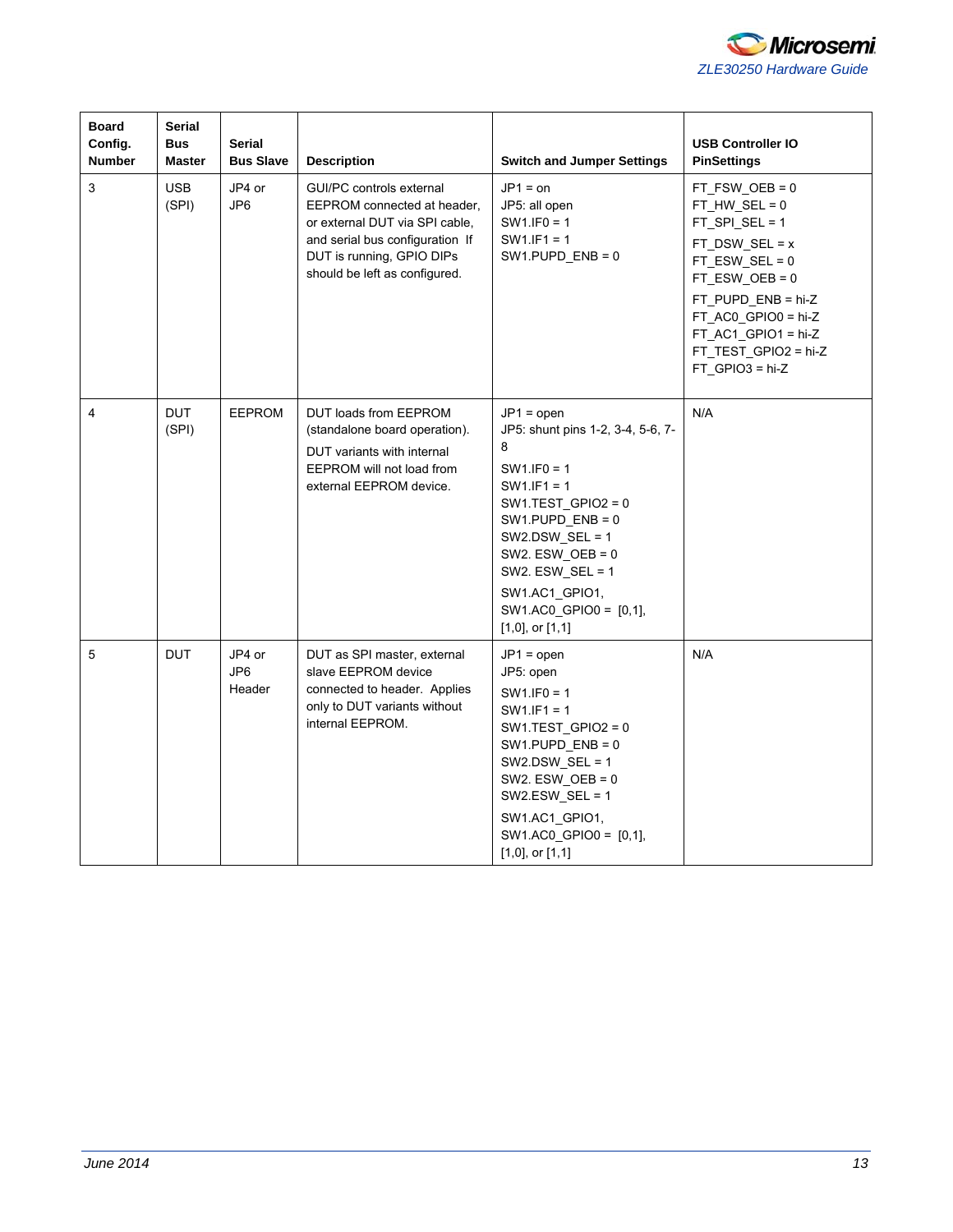| Board Config. Number | Serial Bus Master | Serial Bus Slave | Description | Switch and Jumper Settings | USB Controller IO PinSettings |
|---|---|---|---|---|---|
| 3 | USB (SPI) | JP4 or JP6 | GUI/PC controls external EEPROM connected at header, or external DUT via SPI cable, and serial bus configuration If DUT is running, GPIO DIPs should be left as configured. | JP1 = on<br>JP5: all open<br>SW1.IF0 = 1<br>SW1.IF1 = 1<br>SW1.PUPD_ENB = 0 | FT_FSW_OEB = 0<br>FT_HW_SEL = 0<br>FT_SPI_SEL = 1<br>FT_DSW_SEL = x<br>FT_ESW_SEL = 0<br>FT_ESW_OEB = 0<br>FT_PUPD_ENB = hi-Z<br>FT_AC0_GPIO0 = hi-Z<br>FT_AC1_GPIO1 = hi-Z<br>FT_TEST_GPIO2 = hi-Z<br>FT_GPIO3 = hi-Z |
| 4 | DUT (SPI) | EEPROM | DUT loads from EEPROM (standalone board operation).<br>DUT variants with internal EEPROM will not load from external EEPROM device. | JP1 = open<br>JP5: shunt pins 1-2, 3-4, 5-6, 7-8<br>SW1.IF0 = 1<br>SW1.IF1 = 1<br>SW1.TEST_GPIO2 = 0<br>SW1.PUPD_ENB = 0<br>SW2.DSW_SEL = 1<br>SW2. ESW_OEB = 0<br>SW2. ESW_SEL = 1<br>SW1.AC1_GPIO1, SW1.AC0_GPIO0 = [0,1], [1,0], or [1,1] | N/A |
| 5 | DUT | JP4 or JP6 Header | DUT as SPI master, external slave EEPROM device connected to header. Applies only to DUT variants without internal EEPROM. | JP1 = open<br>JP5: open<br>SW1.IF0 = 1<br>SW1.IF1 = 1<br>SW1.TEST_GPIO2 = 0<br>SW1.PUPD_ENB = 0<br>SW2.DSW_SEL = 1<br>SW2. ESW_OEB = 0<br>SW2.ESW_SEL = 1<br>SW1.AC1_GPIO1, SW1.AC0_GPIO0 = [0,1], [1,0], or [1,1] | N/A |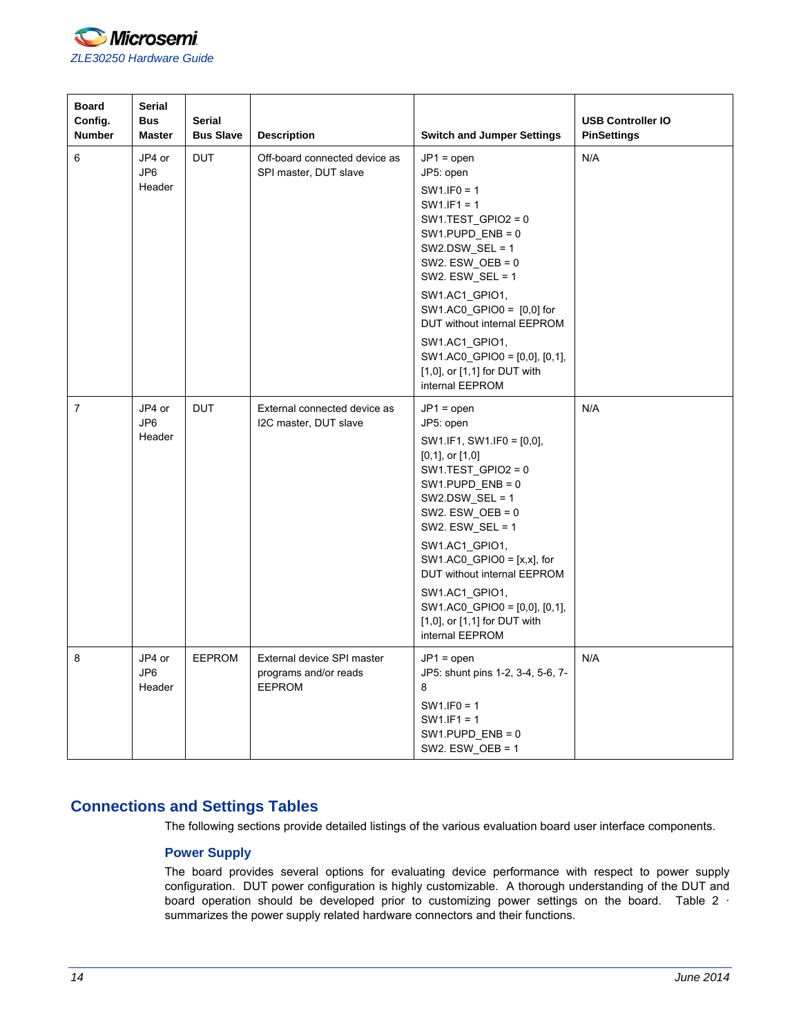| Board Config. Number | Serial Bus Master | Serial Bus Slave | Description | Switch and Jumper Settings | USB Controller IO PinSettings |
|---|---|---|---|---|---|
| 6 | JP4 or JP6 Header | DUT | Off-board connected device as SPI master, DUT slave | JP1 = open<br>JP5: open<br>SW1.IF0 = 1<br>SW1.IF1 = 1<br>SW1.TEST_GPIO2 = 0<br>SW1.PUPD_ENB = 0<br>SW2.DSW_SEL = 1<br>SW2. ESW_OEB = 0<br>SW2. ESW_SEL = 1<br>SW1.AC1_GPIO1, SW1.AC0_GPIO0 = [0,0] for DUT without internal EEPROM<br>SW1.AC1_GPIO1, SW1.AC0_GPIO0 = [0,0], [0,1], [1,0], or [1,1] for DUT with internal EEPROM | N/A |
| 7 | JP4 or JP6 Header | DUT | External connected device as I2C master, DUT slave | JP1 = open<br>JP5: open<br>SW1.IF1, SW1.IF0 = [0,0], [0,1], or [1,0]<br>SW1.TEST_GPIO2 = 0<br>SW1.PUPD_ENB = 0<br>SW2.DSW_SEL = 1<br>SW2. ESW_OEB = 0<br>SW2. ESW_SEL = 1<br>SW1.AC1_GPIO1, SW1.AC0_GPIO0 = [x,x], for DUT without internal EEPROM<br>SW1.AC1_GPIO1, SW1.AC0_GPIO0 = [0,0], [0,1], [1,0], or [1,1] for DUT with internal EEPROM | N/A |
| 8 | JP4 or JP6 Header | EEPROM | External device SPI master programs and/or reads EEPROM | JP1 = open<br>JP5: shunt pins 1-2, 3-4, 5-6, 7-8<br>SW1.IF0 = 1<br>SW1.IF1 = 1<br>SW1.PUPD_ENB = 0<br>SW2. ESW_OEB = 1 | N/A |

## Connections and Settings Tables

The following sections provide detailed listings of the various evaluation board user interface components.

### Power Supply

The board provides several options for evaluating device performance with respect to power supply configuration. DUT power configuration is highly customizable. A thorough understanding of the DUT and board operation should be developed prior to customizing power settings on the board. Table 2 · summarizes the power supply related hardware connectors and their functions.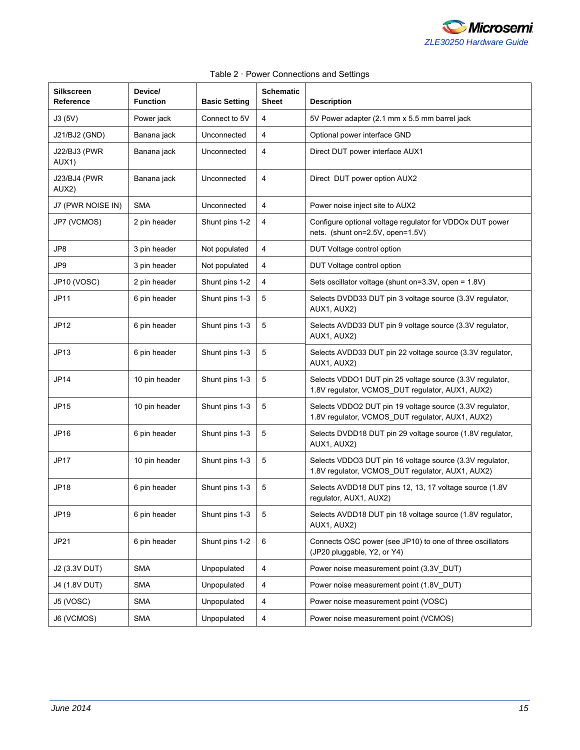Table 2 · Power Connections and Settings

| Silkscreen Reference | Device/ Function | Basic Setting | Schematic Sheet | Description |
|---|---|---|---|---|
| J3 (5V) | Power jack | Connect to 5V | 4 | 5V Power adapter (2.1 mm x 5.5 mm barrel jack |
| J21/BJ2 (GND) | Banana jack | Unconnected | 4 | Optional power interface GND |
| J22/BJ3 (PWR AUX1) | Banana jack | Unconnected | 4 | Direct DUT power interface AUX1 |
| J23/BJ4 (PWR AUX2) | Banana jack | Unconnected | 4 | Direct DUT power option AUX2 |
| J7 (PWR NOISE IN) | SMA | Unconnected | 4 | Power noise inject site to AUX2 |
| JP7 (VCMOS) | 2 pin header | Shunt pins 1-2 | 4 | Configure optional voltage regulator for VDDOx DUT power nets. (shunt on=2.5V, open=1.5V) |
| JP8 | 3 pin header | Not populated | 4 | DUT Voltage control option |
| JP9 | 3 pin header | Not populated | 4 | DUT Voltage control option |
| JP10 (VOSC) | 2 pin header | Shunt pins 1-2 | 4 | Sets oscillator voltage (shunt on=3.3V, open = 1.8V) |
| JP11 | 6 pin header | Shunt pins 1-3 | 5 | Selects DVDD33 DUT pin 3 voltage source (3.3V regulator, AUX1, AUX2) |
| JP12 | 6 pin header | Shunt pins 1-3 | 5 | Selects AVDD33 DUT pin 9 voltage source (3.3V regulator, AUX1, AUX2) |
| JP13 | 6 pin header | Shunt pins 1-3 | 5 | Selects AVDD33 DUT pin 22 voltage source (3.3V regulator, AUX1, AUX2) |
| JP14 | 10 pin header | Shunt pins 1-3 | 5 | Selects VDDO1 DUT pin 25 voltage source (3.3V regulator, 1.8V regulator, VCMOS_DUT regulator, AUX1, AUX2) |
| JP15 | 10 pin header | Shunt pins 1-3 | 5 | Selects VDDO2 DUT pin 19 voltage source (3.3V regulator, 1.8V regulator, VCMOS_DUT regulator, AUX1, AUX2) |
| JP16 | 6 pin header | Shunt pins 1-3 | 5 | Selects DVDD18 DUT pin 29 voltage source (1.8V regulator, AUX1, AUX2) |
| JP17 | 10 pin header | Shunt pins 1-3 | 5 | Selects VDDO3 DUT pin 16 voltage source (3.3V regulator, 1.8V regulator, VCMOS_DUT regulator, AUX1, AUX2) |
| JP18 | 6 pin header | Shunt pins 1-3 | 5 | Selects AVDD18 DUT pins 12, 13, 17 voltage source (1.8V regulator, AUX1, AUX2) |
| JP19 | 6 pin header | Shunt pins 1-3 | 5 | Selects AVDD18 DUT pin 18 voltage source (1.8V regulator, AUX1, AUX2) |
| JP21 | 6 pin header | Shunt pins 1-2 | 6 | Connects OSC power (see JP10) to one of three oscillators (JP20 pluggable, Y2, or Y4) |
| J2 (3.3V DUT) | SMA | Unpopulated | 4 | Power noise measurement point (3.3V_DUT) |
| J4 (1.8V DUT) | SMA | Unpopulated | 4 | Power noise measurement point (1.8V_DUT) |
| J5 (VOSC) | SMA | Unpopulated | 4 | Power noise measurement point (VOSC) |
| J6 (VCMOS) | SMA | Unpopulated | 4 | Power noise measurement point (VCMOS) |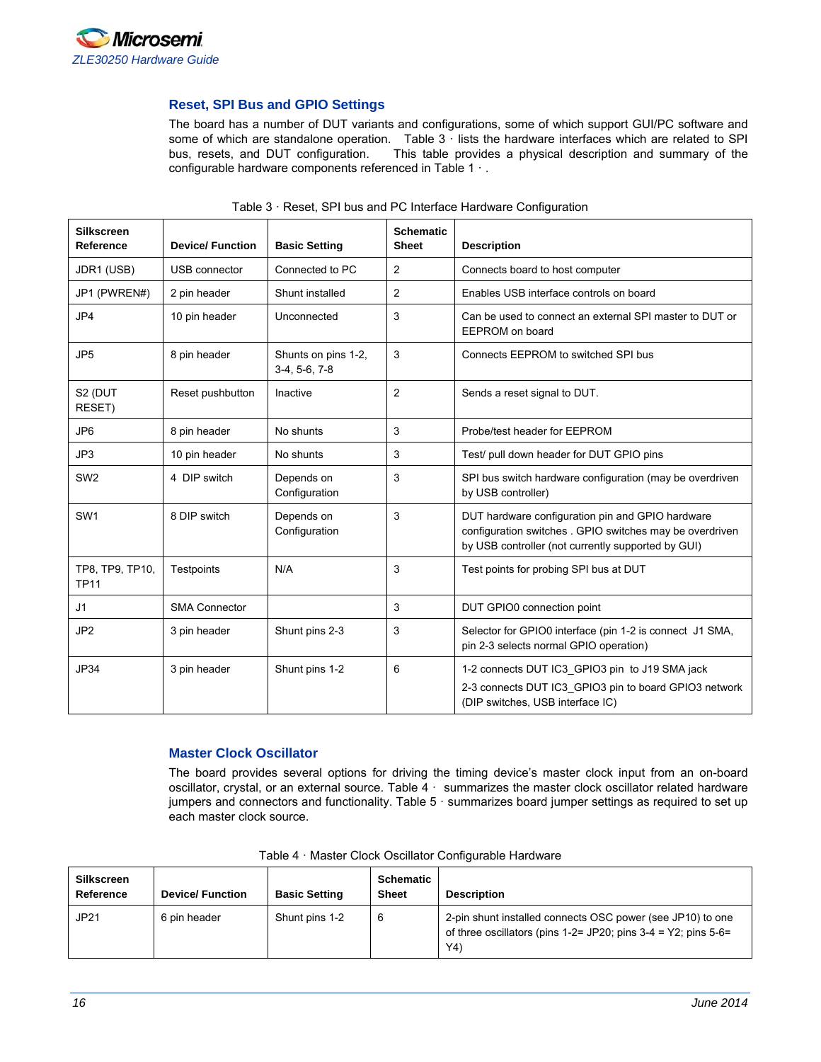## Reset, SPI Bus and GPIO Settings

The board has a number of DUT variants and configurations, some of which support GUI/PC software and some of which are standalone operation. Table 3 · lists the hardware interfaces which are related to SPI bus, resets, and DUT configuration. This table provides a physical description and summary of the configurable hardware components referenced in Table 1 · .

Table 3 · Reset, SPI bus and PC Interface Hardware Configuration

| Silkscreen Reference | Device/ Function | Basic Setting | Schematic Sheet | Description |
|---|---|---|---|---|
| JDR1 (USB) | USB connector | Connected to PC | 2 | Connects board to host computer |
| JP1 (PWREN#) | 2 pin header | Shunt installed | 2 | Enables USB interface controls on board |
| JP4 | 10 pin header | Unconnected | 3 | Can be used to connect an external SPI master to DUT or EEPROM on board |
| JP5 | 8 pin header | Shunts on pins 1-2, 3-4, 5-6, 7-8 | 3 | Connects EEPROM to switched SPI bus |
| S2 (DUT RESET) | Reset pushbutton | Inactive | 2 | Sends a reset signal to DUT. |
| JP6 | 8 pin header | No shunts | 3 | Probe/test header for EEPROM |
| JP3 | 10 pin header | No shunts | 3 | Test/ pull down header for DUT GPIO pins |
| SW2 | 4 DIP switch | Depends on Configuration | 3 | SPI bus switch hardware configuration (may be overdriven by USB controller) |
| SW1 | 8 DIP switch | Depends on Configuration | 3 | DUT hardware configuration pin and GPIO hardware configuration switches . GPIO switches may be overdriven by USB controller (not currently supported by GUI) |
| TP8, TP9, TP10, TP11 | Testpoints | N/A | 3 | Test points for probing SPI bus at DUT |
| J1 | SMA Connector | | 3 | DUT GPIO0 connection point |
| JP2 | 3 pin header | Shunt pins 2-3 | 3 | Selector for GPIO0 interface (pin 1-2 is connect J1 SMA, pin 2-3 selects normal GPIO operation) |
| JP34 | 3 pin header | Shunt pins 1-2 | 6 | 1-2 connects DUT IC3_GPIO3 pin to J19 SMA jack<br>2-3 connects DUT IC3_GPIO3 pin to board GPIO3 network (DIP switches, USB interface IC) |

## Master Clock Oscillator

The board provides several options for driving the timing device's master clock input from an on-board oscillator, crystal, or an external source. Table 4 · summarizes the master clock oscillator related hardware jumpers and connectors and functionality. Table 5 · summarizes board jumper settings as required to set up each master clock source.

Table 4 · Master Clock Oscillator Configurable Hardware

| Silkscreen Reference | Device/ Function | Basic Setting | Schematic Sheet | Description |
|---|---|---|---|---|
| JP21 | 6 pin header | Shunt pins 1-2 | 6 | 2-pin shunt installed connects OSC power (see JP10) to one of three oscillators (pins 1-2= JP20; pins 3-4 = Y2; pins 5-6= Y4) |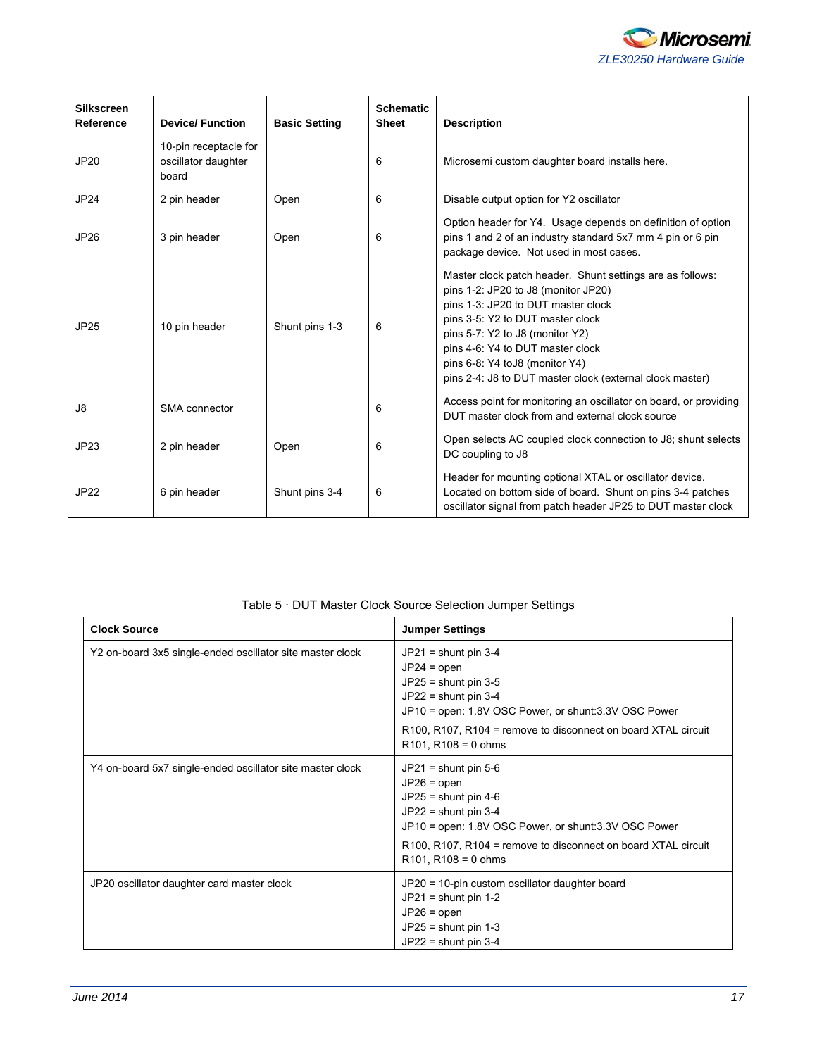| Silkscreen Reference | Device/ Function | Basic Setting | Schematic Sheet | Description |
|---|---|---|---|---|
| JP20 | 10-pin receptacle for oscillator daughter board | | 6 | Microsemi custom daughter board installs here. |
| JP24 | 2 pin header | Open | 6 | Disable output option for Y2 oscillator |
| JP26 | 3 pin header | Open | 6 | Option header for Y4. Usage depends on definition of option pins 1 and 2 of an industry standard 5x7 mm 4 pin or 6 pin package device. Not used in most cases. |
| JP25 | 10 pin header | Shunt pins 1-3 | 6 | Master clock patch header. Shunt settings are as follows:<br>pins 1-2: JP20 to J8 (monitor JP20)<br>pins 1-3: JP20 to DUT master clock<br>pins 3-5: Y2 to DUT master clock<br>pins 5-7: Y2 to J8 (monitor Y2)<br>pins 4-6: Y4 to DUT master clock<br>pins 6-8: Y4 toJ8 (monitor Y4)<br>pins 2-4: J8 to DUT master clock (external clock master) |
| J8 | SMA connector | | 6 | Access point for monitoring an oscillator on board, or providing DUT master clock from and external clock source |
| JP23 | 2 pin header | Open | 6 | Open selects AC coupled clock connection to J8; shunt selects DC coupling to J8 |
| JP22 | 6 pin header | Shunt pins 3-4 | 6 | Header for mounting optional XTAL or oscillator device. Located on bottom side of board. Shunt on pins 3-4 patches oscillator signal from patch header JP25 to DUT master clock |

Table 5 · DUT Master Clock Source Selection Jumper Settings

| Clock Source | Jumper Settings |
|---|---|
| Y2 on-board 3x5 single-ended oscillator site master clock | JP21 = shunt pin 3-4<br>JP24 = open<br>JP25 = shunt pin 3-5<br>JP22 = shunt pin 3-4<br>JP10 = open: 1.8V OSC Power, or shunt:3.3V OSC Power<br>R100, R107, R104 = remove to disconnect on board XTAL circuit<br>R101, R108 = 0 ohms |
| Y4 on-board 5x7 single-ended oscillator site master clock | JP21 = shunt pin 5-6<br>JP26 = open<br>JP25 = shunt pin 4-6<br>JP22 = shunt pin 3-4<br>JP10 = open: 1.8V OSC Power, or shunt:3.3V OSC Power<br>R100, R107, R104 = remove to disconnect on board XTAL circuit<br>R101, R108 = 0 ohms |
| JP20 oscillator daughter card master clock | JP20 = 10-pin custom oscillator daughter board<br>JP21 = shunt pin 1-2<br>JP26 = open<br>JP25 = shunt pin 1-3<br>JP22 = shunt pin 3-4 |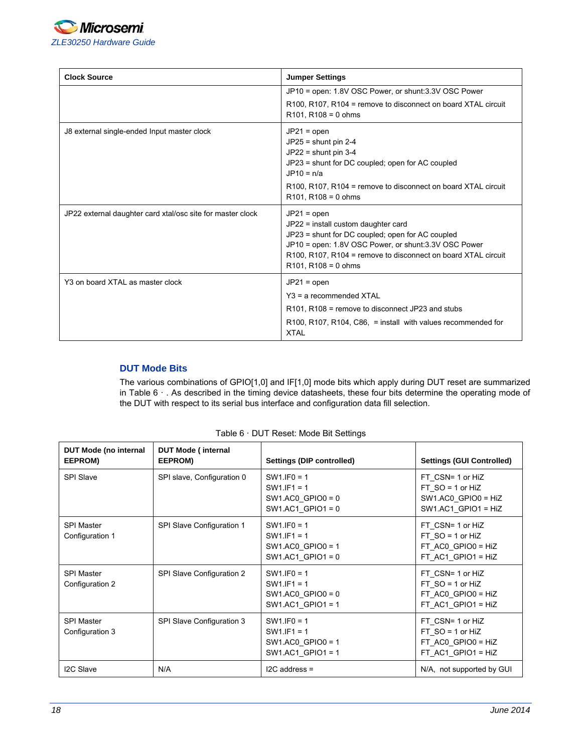| Clock Source | Jumper Settings |
|---|---|
| | JP10 = open: 1.8V OSC Power, or shunt:3.3V OSC Power<br><br>R100, R107, R104 = remove to disconnect on board XTAL circuit<br>R101, R108 = 0 ohms |
| J8 external single-ended Input master clock | JP21 = open<br>JP25 = shunt pin 2-4<br>JP22 = shunt pin 3-4<br>JP23 = shunt for DC coupled; open for AC coupled<br>JP10 = n/a<br><br>R100, R107, R104 = remove to disconnect on board XTAL circuit<br>R101, R108 = 0 ohms |
| JP22 external daughter card xtal/osc site for master clock | JP21 = open<br>JP22 = install custom daughter card<br>JP23 = shunt for DC coupled; open for AC coupled<br>JP10 = open: 1.8V OSC Power, or shunt:3.3V OSC Power<br>R100, R107, R104 = remove to disconnect on board XTAL circuit<br>R101, R108 = 0 ohms |
| Y3 on board XTAL as master clock | JP21 = open<br><br>Y3 = a recommended XTAL<br><br>R101, R108 = remove to disconnect JP23 and stubs<br><br>R100, R107, R104, C86, = install with values recommended for XTAL |

## DUT Mode Bits

The various combinations of GPIO[1,0] and IF[1,0] mode bits which apply during DUT reset are summarized in Table 6 · . As described in the timing device datasheets, these four bits determine the operating mode of the DUT with respect to its serial bus interface and configuration data fill selection.

Table 6 · DUT Reset: Mode Bit Settings

| DUT Mode (no internal EEPROM) | DUT Mode ( internal EEPROM) | Settings (DIP controlled) | Settings (GUI Controlled) |
|---|---|---|---|
| SPI Slave | SPI slave, Configuration 0 | SW1.IF0 = 1<br>SW1.IF1 = 1<br>SW1.AC0_GPIO0 = 0<br>SW1.AC1_GPIO1 = 0 | FT_CSN= 1 or HiZ<br>FT_SO = 1 or HiZ<br>SW1.AC0_GPIO0 = HiZ<br>SW1.AC1_GPIO1 = HiZ |
| SPI Master Configuration 1 | SPI Slave Configuration 1 | SW1.IF0 = 1<br>SW1.IF1 = 1<br>SW1.AC0_GPIO0 = 1<br>SW1.AC1_GPIO1 = 0 | FT_CSN= 1 or HiZ<br>FT_SO = 1 or HiZ<br>FT_AC0_GPIO0 = HiZ<br>FT_AC1_GPIO1 = HiZ |
| SPI Master Configuration 2 | SPI Slave Configuration 2 | SW1.IF0 = 1<br>SW1.IF1 = 1<br>SW1.AC0_GPIO0 = 0<br>SW1.AC1_GPIO1 = 1 | FT_CSN= 1 or HiZ<br>FT_SO = 1 or HiZ<br>FT_AC0_GPIO0 = HiZ<br>FT_AC1_GPIO1 = HiZ |
| SPI Master Configuration 3 | SPI Slave Configuration 3 | SW1.IF0 = 1<br>SW1.IF1 = 1<br>SW1.AC0_GPIO0 = 1<br>SW1.AC1_GPIO1 = 1 | FT_CSN= 1 or HiZ<br>FT_SO = 1 or HiZ<br>FT_AC0_GPIO0 = HiZ<br>FT_AC1_GPIO1 = HiZ |
| I2C Slave | N/A | I2C address = | N/A, not supported by GUI |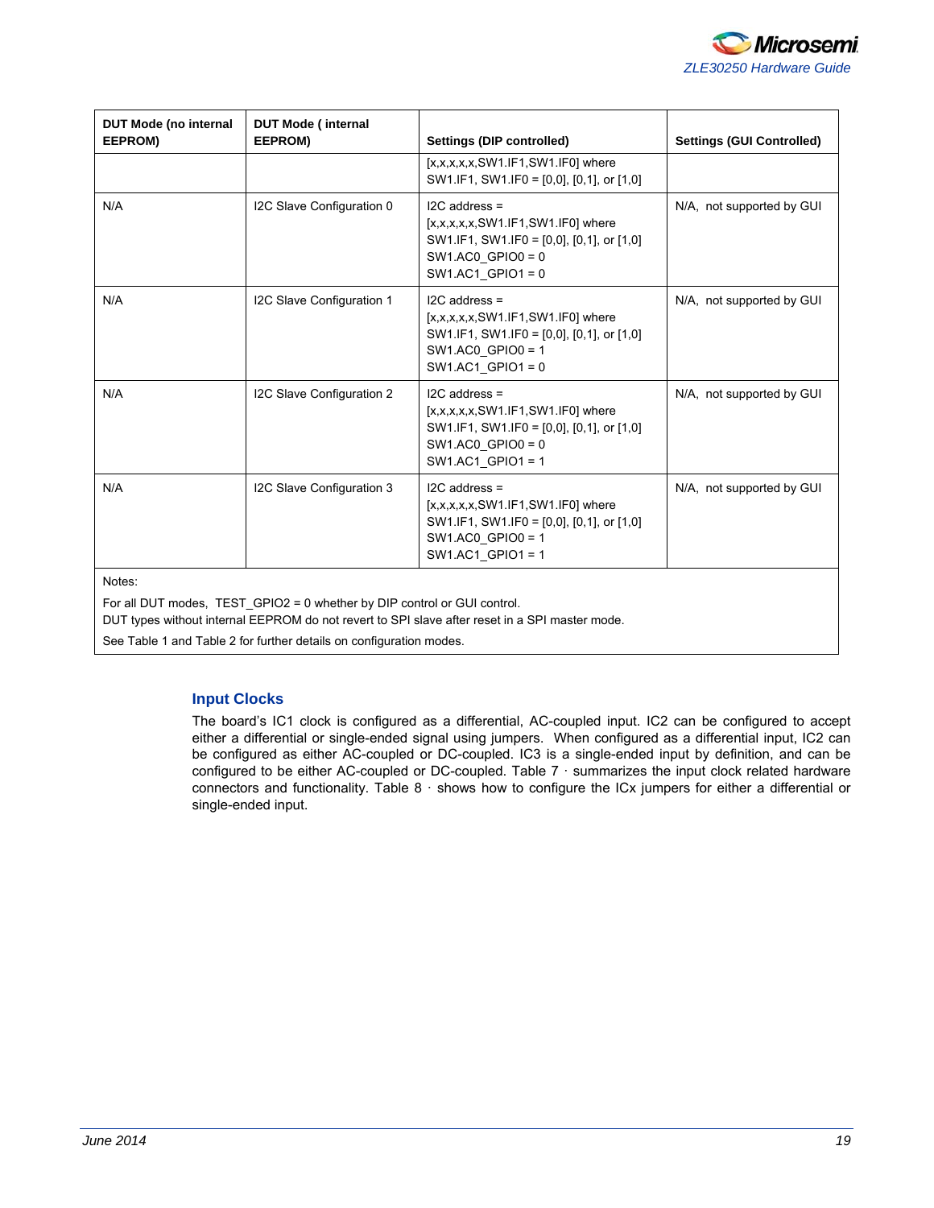| DUT Mode (no internal EEPROM) | DUT Mode ( internal EEPROM) | Settings (DIP controlled) | Settings (GUI Controlled) |
|---|---|---|---|
| | | [x,x,x,x,x,SW1.IF1,SW1.IF0] where SW1.IF1, SW1.IF0 = [0,0], [0,1], or [1,0] | |
| N/A | I2C Slave Configuration 0 | I2C address = [x,x,x,x,x,SW1.IF1,SW1.IF0] where SW1.IF1, SW1.IF0 = [0,0], [0,1], or [1,0] SW1.AC0_GPIO0 = 0 SW1.AC1_GPIO1 = 0 | N/A,  not supported by GUI |
| N/A | I2C Slave Configuration 1 | I2C address = [x,x,x,x,x,SW1.IF1,SW1.IF0] where SW1.IF1, SW1.IF0 = [0,0], [0,1], or [1,0] SW1.AC0_GPIO0 = 1 SW1.AC1_GPIO1 = 0 | N/A,  not supported by GUI |
| N/A | I2C Slave Configuration 2 | I2C address = [x,x,x,x,x,SW1.IF1,SW1.IF0] where SW1.IF1, SW1.IF0 = [0,0], [0,1], or [1,0] SW1.AC0_GPIO0 = 0 SW1.AC1_GPIO1 = 1 | N/A,  not supported by GUI |
| N/A | I2C Slave Configuration 3 | I2C address = [x,x,x,x,x,SW1.IF1,SW1.IF0] where SW1.IF1, SW1.IF0 = [0,0], [0,1], or [1,0] SW1.AC0_GPIO0 = 1 SW1.AC1_GPIO1 = 1 | N/A,  not supported by GUI |

Notes:

For all DUT modes,  TEST_GPIO2 = 0 whether by DIP control or GUI control.
DUT types without internal EEPROM do not revert to SPI slave after reset in a SPI master mode.

See Table 1 and Table 2 for further details on configuration modes.

## Input Clocks

The board's IC1 clock is configured as a differential, AC-coupled input. IC2 can be configured to accept either a differential or single-ended signal using jumpers.  When configured as a differential input, IC2 can be configured as either AC-coupled or DC-coupled. IC3 is a single-ended input by definition, and can be configured to be either AC-coupled or DC-coupled. Table 7 · summarizes the input clock related hardware connectors and functionality. Table 8 · shows how to configure the ICx jumpers for either a differential or single-ended input.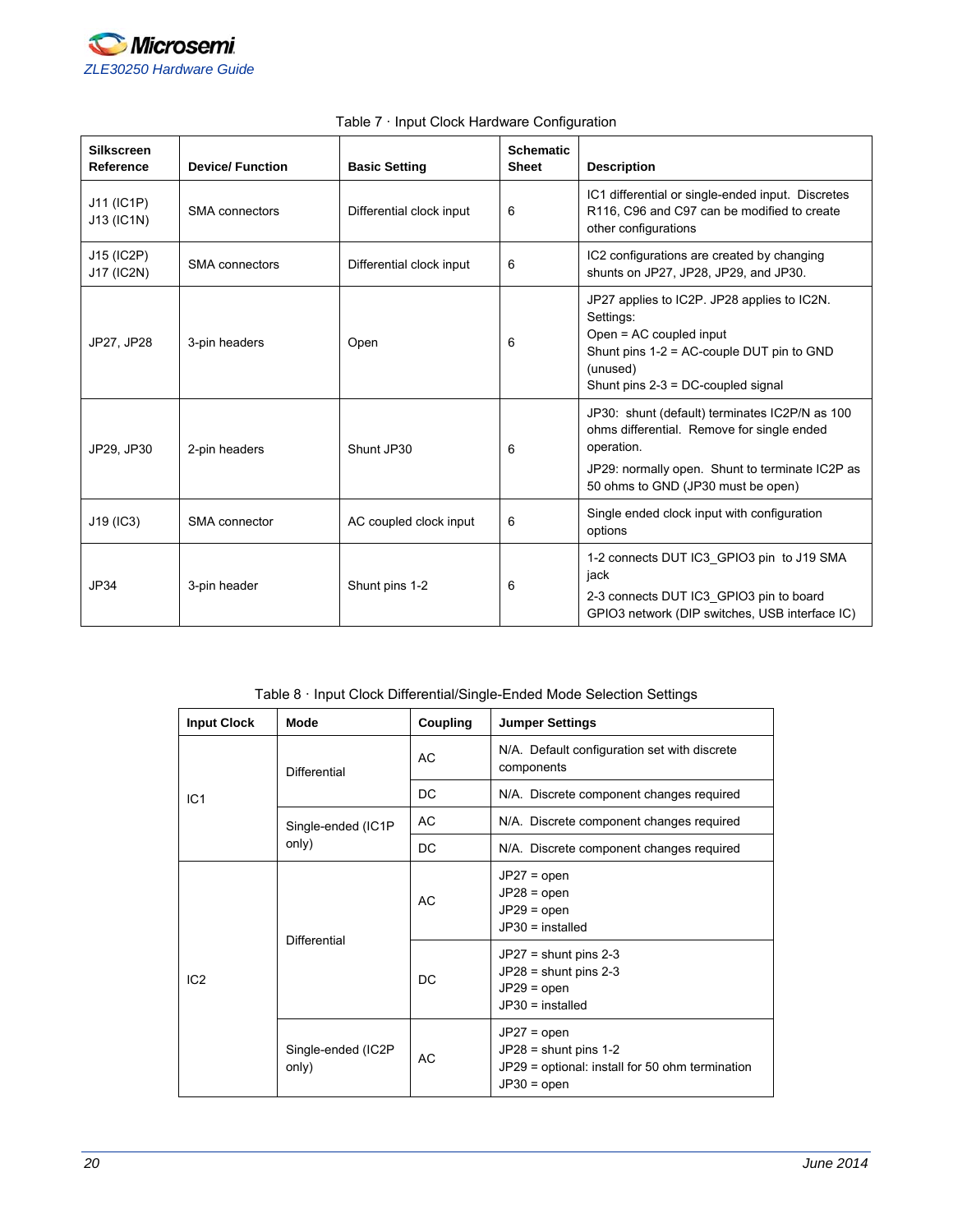Table 7 · Input Clock Hardware Configuration

| Silkscreen Reference | Device/ Function | Basic Setting | Schematic Sheet | Description |
|---|---|---|---|---|
| J11 (IC1P)<br>J13 (IC1N) | SMA connectors | Differential clock input | 6 | IC1 differential or single-ended input. Discretes R116, C96 and C97 can be modified to create other configurations |
| J15 (IC2P)<br>J17 (IC2N) | SMA connectors | Differential clock input | 6 | IC2 configurations are created by changing shunts on JP27, JP28, JP29, and JP30. |
| JP27, JP28 | 3-pin headers | Open | 6 | JP27 applies to IC2P. JP28 applies to IC2N.<br>Settings:<br>Open = AC coupled input<br>Shunt pins 1-2 = AC-couple DUT pin to GND (unused)<br>Shunt pins 2-3 = DC-coupled signal |
| JP29, JP30 | 2-pin headers | Shunt JP30 | 6 | JP30: shunt (default) terminates IC2P/N as 100 ohms differential. Remove for single ended operation.<br>JP29: normally open. Shunt to terminate IC2P as 50 ohms to GND (JP30 must be open) |
| J19 (IC3) | SMA connector | AC coupled clock input | 6 | Single ended clock input with configuration options |
| JP34 | 3-pin header | Shunt pins 1-2 | 6 | 1-2 connects DUT IC3_GPIO3 pin to J19 SMA jack<br>2-3 connects DUT IC3_GPIO3 pin to board GPIO3 network (DIP switches, USB interface IC) |

Table 8 · Input Clock Differential/Single-Ended Mode Selection Settings

| Input Clock | Mode | Coupling | Jumper Settings |
|---|---|---|---|
| IC1 | Differential | AC | N/A. Default configuration set with discrete components |
| | | DC | N/A. Discrete component changes required |
| | Single-ended (IC1P only) | AC | N/A. Discrete component changes required |
| | | DC | N/A. Discrete component changes required |
| IC2 | Differential | AC | JP27 = open<br>JP28 = open<br>JP29 = open<br>JP30 = installed |
| | | DC | JP27 = shunt pins 2-3<br>JP28 = shunt pins 2-3<br>JP29 = open<br>JP30 = installed |
| | Single-ended (IC2P only) | AC | JP27 = open<br>JP28 = shunt pins 1-2<br>JP29 = optional: install for 50 ohm termination<br>JP30 = open |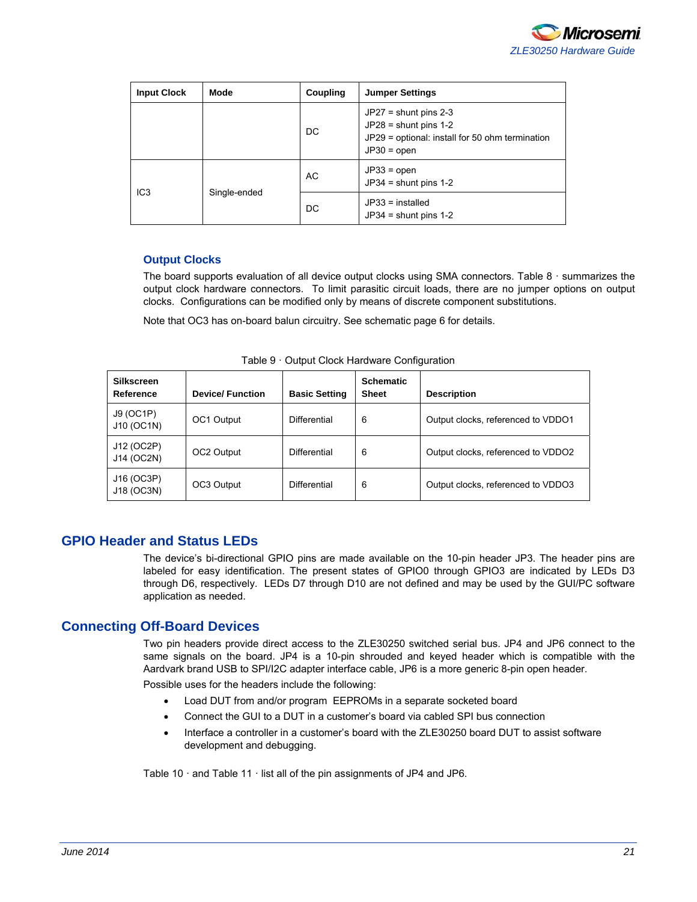| Input Clock | Mode | Coupling | Jumper Settings |
|---|---|---|---|
| | | DC | JP27 = shunt pins 2-3<br>JP28 = shunt pins 1-2<br>JP29 = optional: install for 50 ohm termination<br>JP30 = open |
| IC3 | Single-ended | AC | JP33 = open<br>JP34 = shunt pins 1-2 |
| | | DC | JP33 = installed<br>JP34 = shunt pins 1-2 |

### Output Clocks

The board supports evaluation of all device output clocks using SMA connectors. Table 8 · summarizes the output clock hardware connectors. To limit parasitic circuit loads, there are no jumper options on output clocks. Configurations can be modified only by means of discrete component substitutions.

Note that OC3 has on-board balun circuitry. See schematic page 6 for details.

Table 9 · Output Clock Hardware Configuration

| Silkscreen Reference | Device/ Function | Basic Setting | Schematic Sheet | Description |
|---|---|---|---|---|
| J9 (OC1P)<br>J10 (OC1N) | OC1 Output | Differential | 6 | Output clocks, referenced to VDDO1 |
| J12 (OC2P)<br>J14 (OC2N) | OC2 Output | Differential | 6 | Output clocks, referenced to VDDO2 |
| J16 (OC3P)<br>J18 (OC3N) | OC3 Output | Differential | 6 | Output clocks, referenced to VDDO3 |

## GPIO Header and Status LEDs

The device's bi-directional GPIO pins are made available on the 10-pin header JP3. The header pins are labeled for easy identification. The present states of GPIO0 through GPIO3 are indicated by LEDs D3 through D6, respectively. LEDs D7 through D10 are not defined and may be used by the GUI/PC software application as needed.

## Connecting Off-Board Devices

Two pin headers provide direct access to the ZLE30250 switched serial bus. JP4 and JP6 connect to the same signals on the board. JP4 is a 10-pin shrouded and keyed header which is compatible with the Aardvark brand USB to SPI/I2C adapter interface cable, JP6 is a more generic 8-pin open header.

Possible uses for the headers include the following:

- Load DUT from and/or program EEPROMs in a separate socketed board
- Connect the GUI to a DUT in a customer's board via cabled SPI bus connection
- Interface a controller in a customer's board with the ZLE30250 board DUT to assist software development and debugging.

Table 10 · and Table 11 · list all of the pin assignments of JP4 and JP6.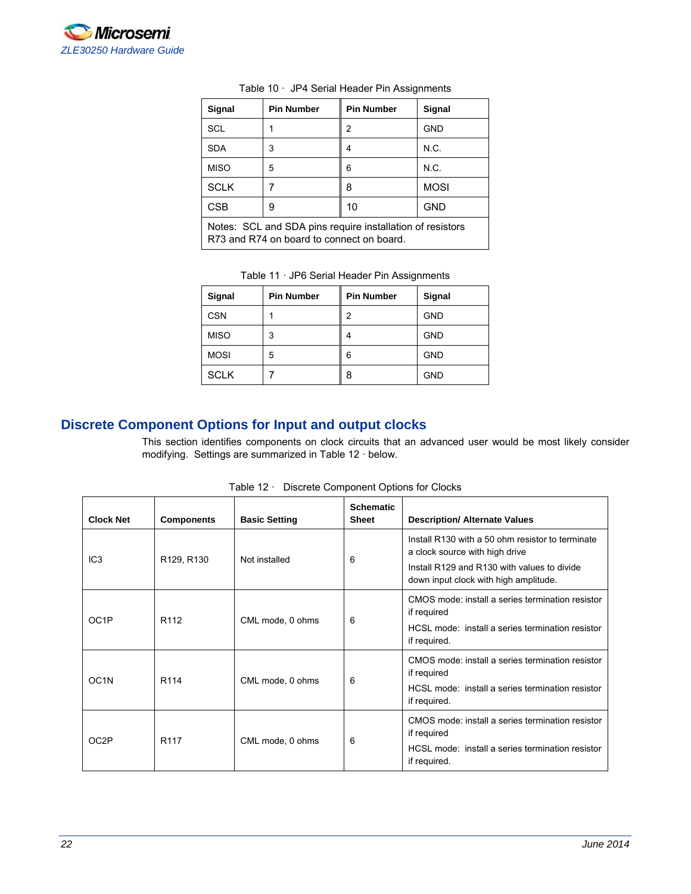Table 10 · JP4 Serial Header Pin Assignments

| Signal | Pin Number | Pin Number | Signal |
|---|---|---|---|
| SCL | 1 | 2 | GND |
| SDA | 3 | 4 | N.C. |
| MISO | 5 | 6 | N.C. |
| SCLK | 7 | 8 | MOSI |
| CSB | 9 | 10 | GND |
| Notes: SCL and SDA pins require installation of resistors R73 and R74 on board to connect on board. | | | |

Table 11 · JP6 Serial Header Pin Assignments

| Signal | Pin Number | Pin Number | Signal |
|---|---|---|---|
| CSN | 1 | 2 | GND |
| MISO | 3 | 4 | GND |
| MOSI | 5 | 6 | GND |
| SCLK | 7 | 8 | GND |

## Discrete Component Options for Input and output clocks

This section identifies components on clock circuits that an advanced user would be most likely consider modifying. Settings are summarized in Table 12 · below.

Table 12 · Discrete Component Options for Clocks

| Clock Net | Components | Basic Setting | Schematic Sheet | Description/ Alternate Values |
|---|---|---|---|---|
| IC3 | R129, R130 | Not installed | 6 | Install R130 with a 50 ohm resistor to terminate a clock source with high drive<br>Install R129 and R130 with values to divide down input clock with high amplitude. |
| OC1P | R112 | CML mode, 0 ohms | 6 | CMOS mode: install a series termination resistor if required<br>HCSL mode: install a series termination resistor if required. |
| OC1N | R114 | CML mode, 0 ohms | 6 | CMOS mode: install a series termination resistor if required<br>HCSL mode: install a series termination resistor if required. |
| OC2P | R117 | CML mode, 0 ohms | 6 | CMOS mode: install a series termination resistor if required<br>HCSL mode: install a series termination resistor if required. |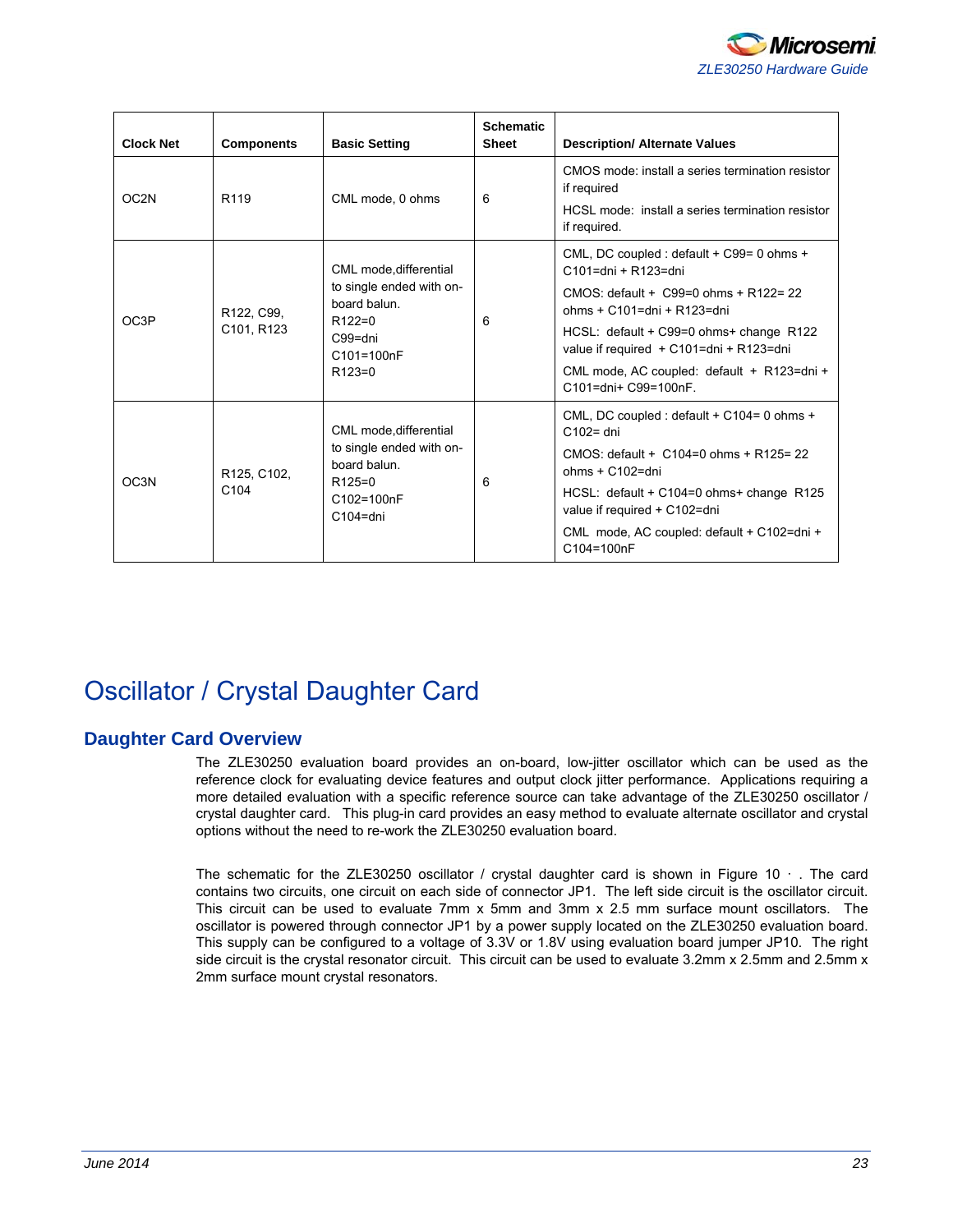| Clock Net | Components | Basic Setting | Schematic Sheet | Description/ Alternate Values |
|---|---|---|---|---|
| OC2N | R119 | CML mode, 0 ohms | 6 | CMOS mode: install a series termination resistor if required<br>HCSL mode: install a series termination resistor if required. |
| OC3P | R122, C99, C101, R123 | CML mode,differential to single ended with on-board balun.<br>R122=0<br>C99=dni<br>C101=100nF<br>R123=0 | 6 | CML, DC coupled : default + C99= 0 ohms + C101=dni + R123=dni<br>CMOS: default + C99=0 ohms + R122= 22 ohms + C101=dni + R123=dni<br>HCSL: default + C99=0 ohms+ change R122 value if required + C101=dni + R123=dni<br>CML mode, AC coupled: default + R123=dni + C101=dni+ C99=100nF. |
| OC3N | R125, C102, C104 | CML mode,differential to single ended with on-board balun.<br>R125=0<br>C102=100nF<br>C104=dni | 6 | CML, DC coupled : default + C104= 0 ohms + C102= dni<br>CMOS: default + C104=0 ohms + R125= 22 ohms + C102=dni<br>HCSL: default + C104=0 ohms+ change R125 value if required + C102=dni<br>CML mode, AC coupled: default + C102=dni + C104=100nF |

# Oscillator / Crystal Daughter Card

## Daughter Card Overview

The ZLE30250 evaluation board provides an on-board, low-jitter oscillator which can be used as the reference clock for evaluating device features and output clock jitter performance. Applications requiring a more detailed evaluation with a specific reference source can take advantage of the ZLE30250 oscillator / crystal daughter card. This plug-in card provides an easy method to evaluate alternate oscillator and crystal options without the need to re-work the ZLE30250 evaluation board.

The schematic for the ZLE30250 oscillator / crystal daughter card is shown in Figure 10 · . The card contains two circuits, one circuit on each side of connector JP1. The left side circuit is the oscillator circuit. This circuit can be used to evaluate 7mm x 5mm and 3mm x 2.5 mm surface mount oscillators. The oscillator is powered through connector JP1 by a power supply located on the ZLE30250 evaluation board. This supply can be configured to a voltage of 3.3V or 1.8V using evaluation board jumper JP10. The right side circuit is the crystal resonator circuit. This circuit can be used to evaluate 3.2mm x 2.5mm and 2.5mm x 2mm surface mount crystal resonators.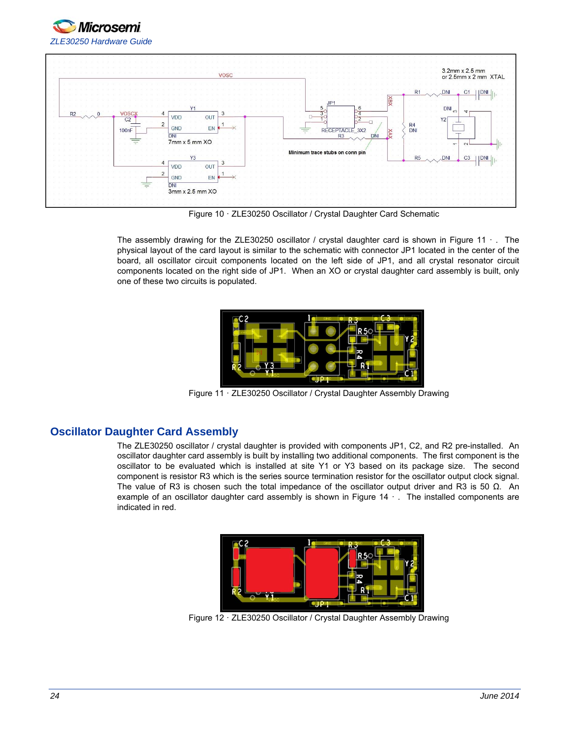Figure 10 · ZLE30250 Oscillator / Crystal Daughter Card Schematic

The assembly drawing for the ZLE30250 oscillator / crystal daughter card is shown in Figure 11 · . The physical layout of the card layout is similar to the schematic with connector JP1 located in the center of the board, all oscillator circuit components located on the left side of JP1, and all crystal resonator circuit components located on the right side of JP1. When an XO or crystal daughter card assembly is built, only one of these two circuits is populated.

Figure 11 · ZLE30250 Oscillator / Crystal Daughter Assembly Drawing

## Oscillator Daughter Card Assembly

The ZLE30250 oscillator / crystal daughter is provided with components JP1, C2, and R2 pre-installed. An oscillator daughter card assembly is built by installing two additional components. The first component is the oscillator to be evaluated which is installed at site Y1 or Y3 based on its package size. The second component is resistor R3 which is the series source termination resistor for the oscillator output clock signal. The value of R3 is chosen such the total impedance of the oscillator output driver and R3 is 50 Ω. An example of an oscillator daughter card assembly is shown in Figure 14 · . The installed components are indicated in red.

Figure 12 · ZLE30250 Oscillator / Crystal Daughter Assembly Drawing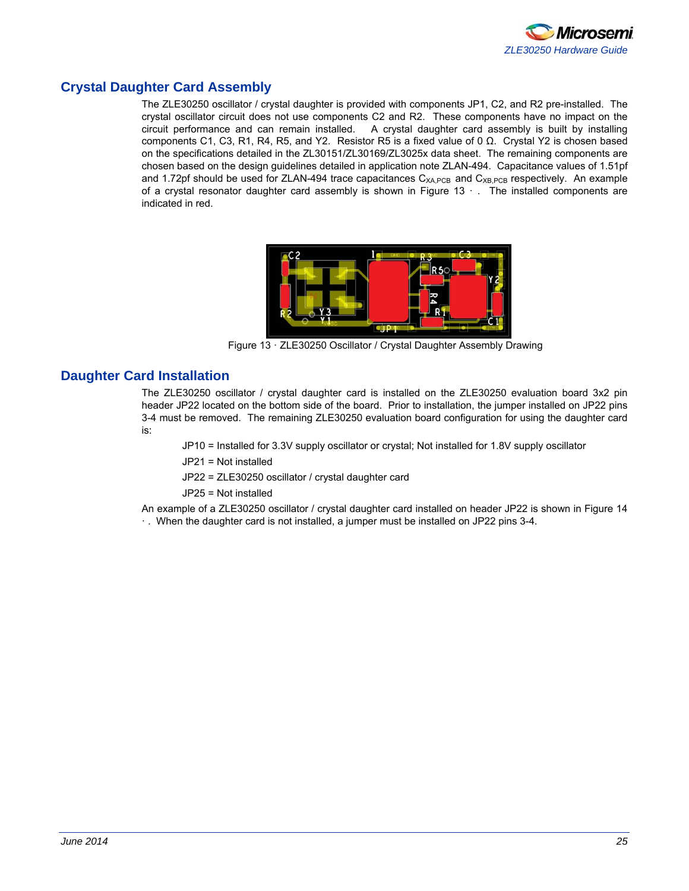## Crystal Daughter Card Assembly

The ZLE30250 oscillator / crystal daughter is provided with components JP1, C2, and R2 pre-installed. The crystal oscillator circuit does not use components C2 and R2. These components have no impact on the circuit performance and can remain installed. A crystal daughter card assembly is built by installing components C1, C3, R1, R4, R5, and Y2. Resistor R5 is a fixed value of 0 Ω. Crystal Y2 is chosen based on the specifications detailed in the ZL30151/ZL30169/ZL3025x data sheet. The remaining components are chosen based on the design guidelines detailed in application note ZLAN-494. Capacitance values of 1.51pf and 1.72pf should be used for ZLAN-494 trace capacitances $C_{XA,PCB}$ and $C_{XB,PCB}$ respectively. An example of a crystal resonator daughter card assembly is shown in Figure 13 · . The installed components are indicated in red.

Figure 13 · ZLE30250 Oscillator / Crystal Daughter Assembly Drawing

## Daughter Card Installation

The ZLE30250 oscillator / crystal daughter card is installed on the ZLE30250 evaluation board 3x2 pin header JP22 located on the bottom side of the board. Prior to installation, the jumper installed on JP22 pins 3-4 must be removed. The remaining ZLE30250 evaluation board configuration for using the daughter card is:

JP10 = Installed for 3.3V supply oscillator or crystal; Not installed for 1.8V supply oscillator

JP21 = Not installed

JP22 = ZLE30250 oscillator / crystal daughter card

JP25 = Not installed

An example of a ZLE30250 oscillator / crystal daughter card installed on header JP22 is shown in Figure 14 · . When the daughter card is not installed, a jumper must be installed on JP22 pins 3-4.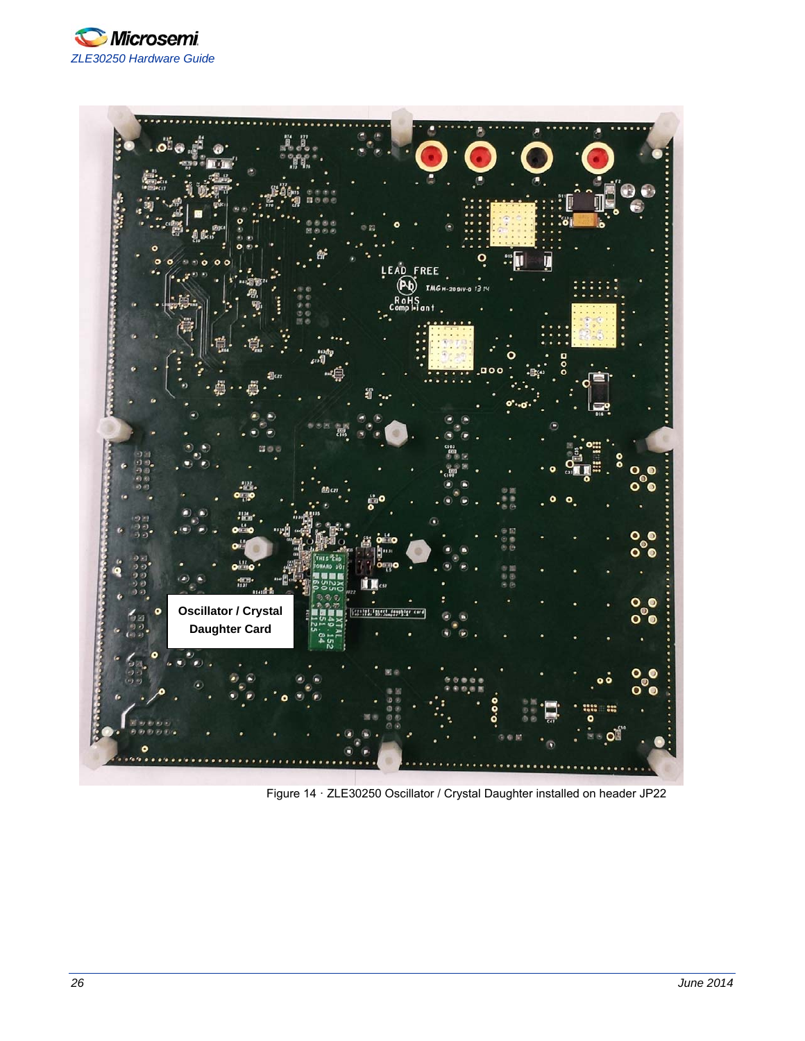Oscillator / Crystal Daughter Card

Figure 14 · ZLE30250 Oscillator / Crystal Daughter installed on header JP22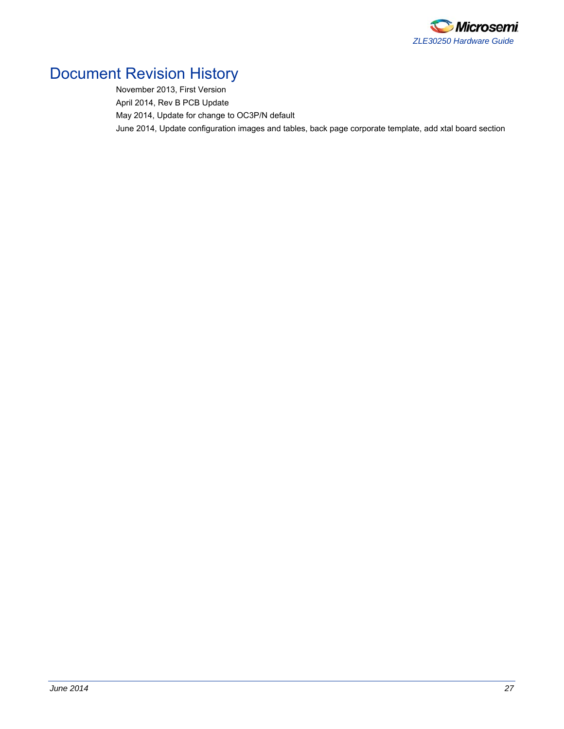# Document Revision History

November 2013, First Version

April 2014, Rev B PCB Update

May 2014, Update for change to OC3P/N default

June 2014, Update configuration images and tables, back page corporate template, add xtal board section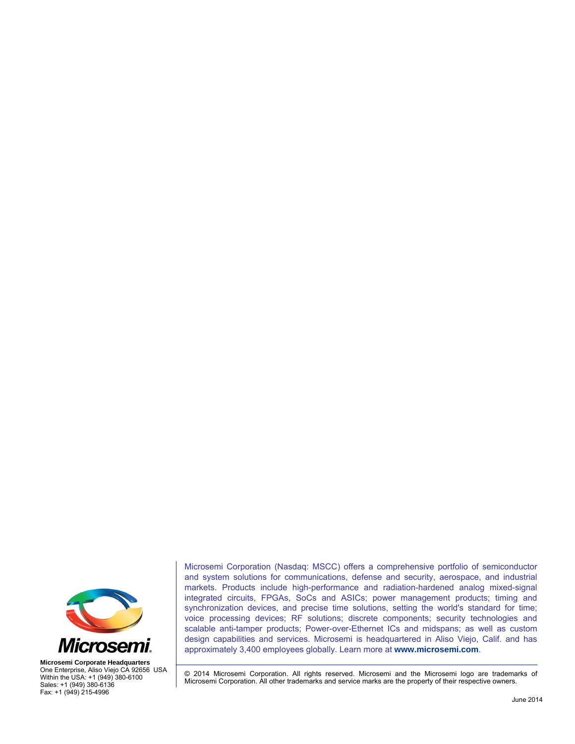**Microsemi Corporate Headquarters**
One Enterprise, Aliso Viejo CA 92656 USA
Within the USA: +1 (949) 380-6100
Sales: +1 (949) 380-6136
Fax: +1 (949) 215-4996

Microsemi Corporation (Nasdaq: MSCC) offers a comprehensive portfolio of semiconductor and system solutions for communications, defense and security, aerospace, and industrial markets. Products include high-performance and radiation-hardened analog mixed-signal integrated circuits, FPGAs, SoCs and ASICs; power management products; timing and synchronization devices, and precise time solutions, setting the world's standard for time; voice processing devices; RF solutions; discrete components; security technologies and scalable anti-tamper products; Power-over-Ethernet ICs and midspans; as well as custom design capabilities and services. Microsemi is headquartered in Aliso Viejo, Calif. and has approximately 3,400 employees globally. Learn more at **www.microsemi.com**.

© 2014 Microsemi Corporation. All rights reserved. Microsemi and the Microsemi logo are trademarks of Microsemi Corporation. All other trademarks and service marks are the property of their respective owners.

June 2014